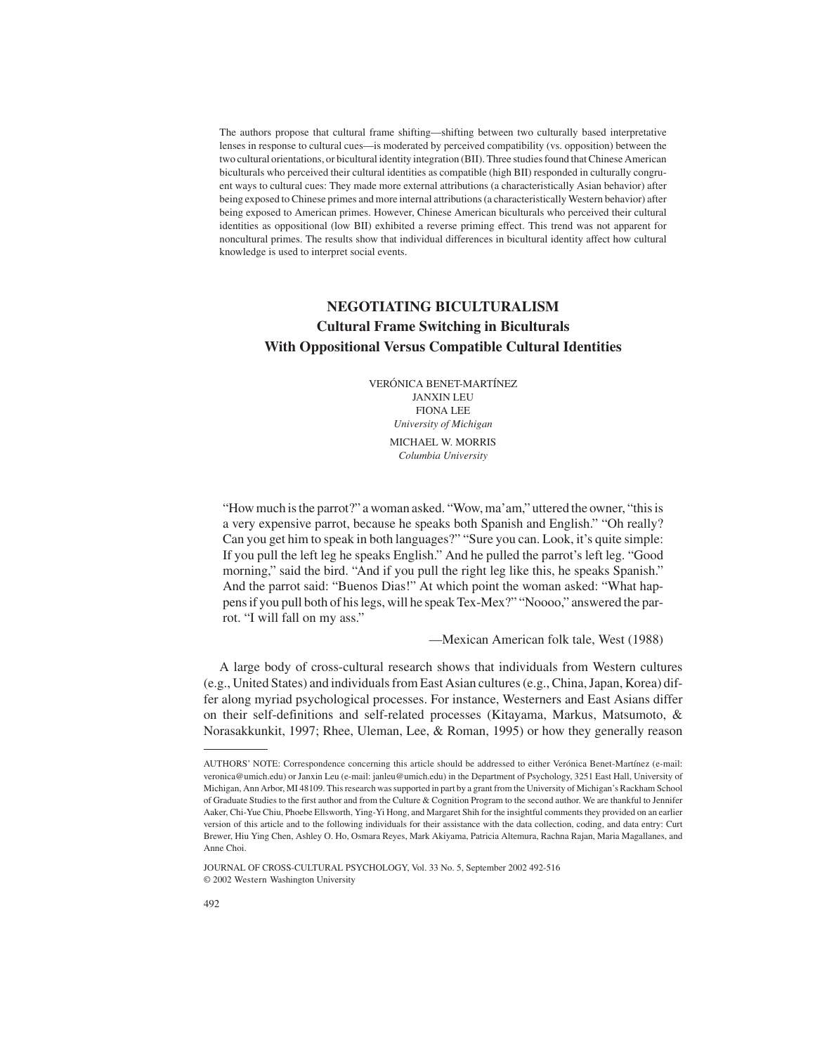The authors propose that cultural frame shifting—shifting between two culturally based interpretative lenses in response to cultural cues—is moderated by perceived compatibility (vs. opposition) between the two cultural orientations, or bicultural identity integration (BII). Three studies found that Chinese American biculturals who perceived their cultural identities as compatible (high BII) responded in culturally congruent ways to cultural cues: They made more external attributions (a characteristically Asian behavior) after being exposed to Chinese primes and more internal attributions (a characteristically Western behavior) after being exposed to American primes. However, Chinese American biculturals who perceived their cultural identities as oppositional (low BII) exhibited a reverse priming effect. This trend was not apparent for noncultural primes. The results show that individual differences in bicultural identity affect how cultural knowledge is used to interpret social events.

# NEGOTIATING BICULTURALISM

## Cultural Frame Switching in Biculturals With Oppositional Versus Compatible Cultural Identities

VERÓNICA BENET-MARTÍNEZ
JANXIN LEU
FIONA LEE
*University of Michigan*

MICHAEL W. MORRIS
*Columbia University*

> "How much is the parrot?" a woman asked. "Wow, ma'am," uttered the owner, "this is a very expensive parrot, because he speaks both Spanish and English." "Oh really? Can you get him to speak in both languages?" "Sure you can. Look, it's quite simple: If you pull the left leg he speaks English." And he pulled the parrot's left leg. "Good morning," said the bird. "And if you pull the right leg like this, he speaks Spanish." And the parrot said: "Buenos Dias!" At which point the woman asked: "What happens if you pull both of his legs, will he speak Tex-Mex?" "Noooo," answered the parrot. "I will fall on my ass."
>
> —Mexican American folk tale, West (1988)

A large body of cross-cultural research shows that individuals from Western cultures (e.g., United States) and individuals from East Asian cultures (e.g., China, Japan, Korea) differ along myriad psychological processes. For instance, Westerners and East Asians differ on their self-definitions and self-related processes (Kitayama, Markus, Matsumoto, & Norasakkunkit, 1997; Rhee, Uleman, Lee, & Roman, 1995) or how they generally reason

AUTHORS' NOTE: Correspondence concerning this article should be addressed to either Verónica Benet-Martínez (e-mail: veronica@umich.edu) or Janxin Leu (e-mail: janleu@umich.edu) in the Department of Psychology, 3251 East Hall, University of Michigan, Ann Arbor, MI 48109. This research was supported in part by a grant from the University of Michigan's Rackham School of Graduate Studies to the first author and from the Culture & Cognition Program to the second author. We are thankful to Jennifer Aaker, Chi-Yue Chiu, Phoebe Ellsworth, Ying-Yi Hong, and Margaret Shih for the insightful comments they provided on an earlier version of this article and to the following individuals for their assistance with the data collection, coding, and data entry: Curt Brewer, Hiu Ying Chen, Ashley O. Ho, Osmara Reyes, Mark Akiyama, Patricia Altemura, Rachna Rajan, Maria Magallanes, and Anne Choi.

JOURNAL OF CROSS-CULTURAL PSYCHOLOGY, Vol. 33 No. 5, September 2002 492-516
© 2002 Western Washington University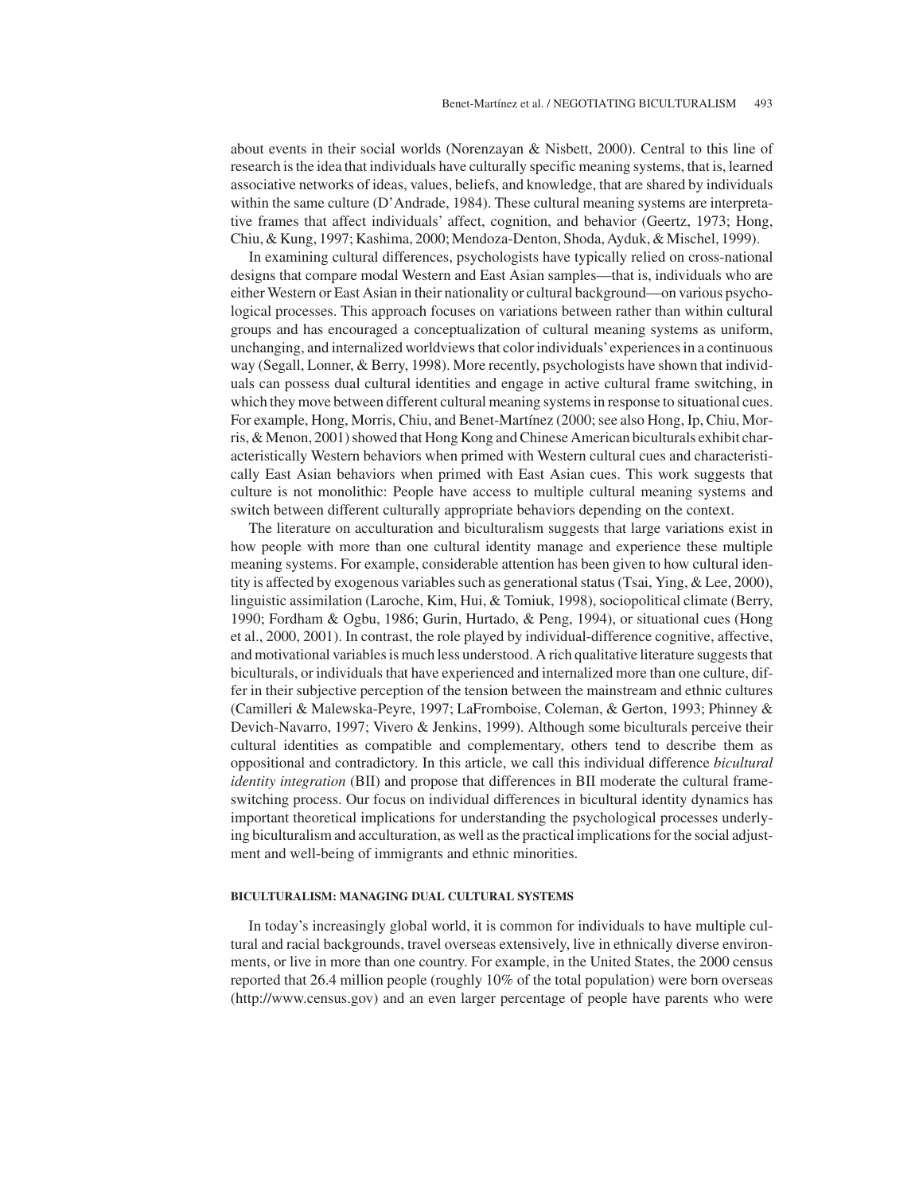about events in their social worlds (Norenzayan & Nisbett, 2000). Central to this line of research is the idea that individuals have culturally specific meaning systems, that is, learned associative networks of ideas, values, beliefs, and knowledge, that are shared by individuals within the same culture (D'Andrade, 1984). These cultural meaning systems are interpretative frames that affect individuals' affect, cognition, and behavior (Geertz, 1973; Hong, Chiu, & Kung, 1997; Kashima, 2000; Mendoza-Denton, Shoda, Ayduk, & Mischel, 1999).

In examining cultural differences, psychologists have typically relied on cross-national designs that compare modal Western and East Asian samples—that is, individuals who are either Western or East Asian in their nationality or cultural background—on various psychological processes. This approach focuses on variations between rather than within cultural groups and has encouraged a conceptualization of cultural meaning systems as uniform, unchanging, and internalized worldviews that color individuals' experiences in a continuous way (Segall, Lonner, & Berry, 1998). More recently, psychologists have shown that individuals can possess dual cultural identities and engage in active cultural frame switching, in which they move between different cultural meaning systems in response to situational cues. For example, Hong, Morris, Chiu, and Benet-Martínez (2000; see also Hong, Ip, Chiu, Morris, & Menon, 2001) showed that Hong Kong and Chinese American biculturals exhibit characteristically Western behaviors when primed with Western cultural cues and characteristically East Asian behaviors when primed with East Asian cues. This work suggests that culture is not monolithic: People have access to multiple cultural meaning systems and switch between different culturally appropriate behaviors depending on the context.

The literature on acculturation and biculturalism suggests that large variations exist in how people with more than one cultural identity manage and experience these multiple meaning systems. For example, considerable attention has been given to how cultural identity is affected by exogenous variables such as generational status (Tsai, Ying, & Lee, 2000), linguistic assimilation (Laroche, Kim, Hui, & Tomiuk, 1998), sociopolitical climate (Berry, 1990; Fordham & Ogbu, 1986; Gurin, Hurtado, & Peng, 1994), or situational cues (Hong et al., 2000, 2001). In contrast, the role played by individual-difference cognitive, affective, and motivational variables is much less understood. A rich qualitative literature suggests that biculturals, or individuals that have experienced and internalized more than one culture, differ in their subjective perception of the tension between the mainstream and ethnic cultures (Camilleri & Malewska-Peyre, 1997; LaFromboise, Coleman, & Gerton, 1993; Phinney & Devich-Navarro, 1997; Vivero & Jenkins, 1999). Although some biculturals perceive their cultural identities as compatible and complementary, others tend to describe them as oppositional and contradictory. In this article, we call this individual difference *bicultural identity integration* (BII) and propose that differences in BII moderate the cultural frame-switching process. Our focus on individual differences in bicultural identity dynamics has important theoretical implications for understanding the psychological processes underlying biculturalism and acculturation, as well as the practical implications for the social adjustment and well-being of immigrants and ethnic minorities.

## BICULTURALISM: MANAGING DUAL CULTURAL SYSTEMS

In today's increasingly global world, it is common for individuals to have multiple cultural and racial backgrounds, travel overseas extensively, live in ethnically diverse environments, or live in more than one country. For example, in the United States, the 2000 census reported that 26.4 million people (roughly 10% of the total population) were born overseas (http://www.census.gov) and an even larger percentage of people have parents who were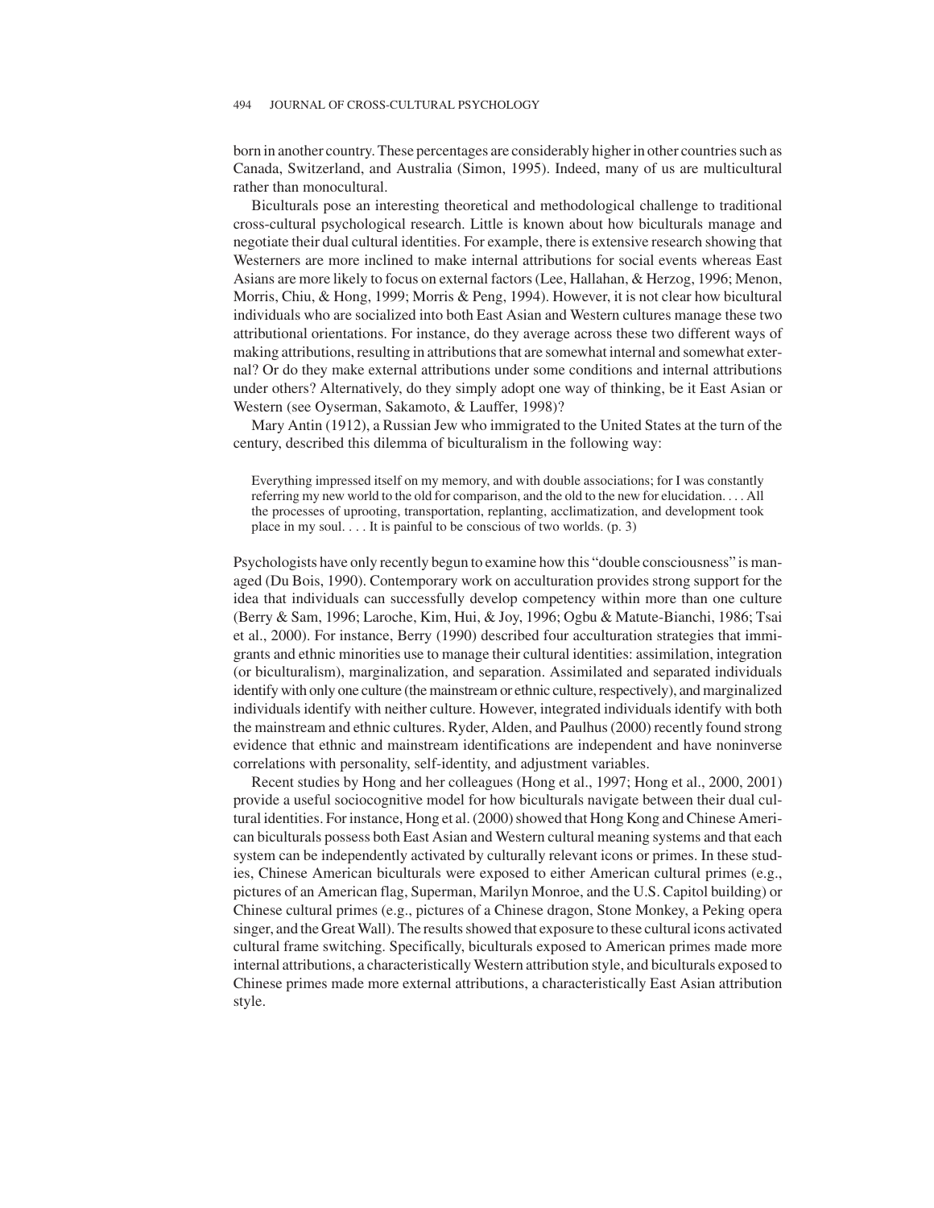born in another country. These percentages are considerably higher in other countries such as Canada, Switzerland, and Australia (Simon, 1995). Indeed, many of us are multicultural rather than monocultural.

Biculturals pose an interesting theoretical and methodological challenge to traditional cross-cultural psychological research. Little is known about how biculturals manage and negotiate their dual cultural identities. For example, there is extensive research showing that Westerners are more inclined to make internal attributions for social events whereas East Asians are more likely to focus on external factors (Lee, Hallahan, & Herzog, 1996; Menon, Morris, Chiu, & Hong, 1999; Morris & Peng, 1994). However, it is not clear how bicultural individuals who are socialized into both East Asian and Western cultures manage these two attributional orientations. For instance, do they average across these two different ways of making attributions, resulting in attributions that are somewhat internal and somewhat external? Or do they make external attributions under some conditions and internal attributions under others? Alternatively, do they simply adopt one way of thinking, be it East Asian or Western (see Oyserman, Sakamoto, & Lauffer, 1998)?

Mary Antin (1912), a Russian Jew who immigrated to the United States at the turn of the century, described this dilemma of biculturalism in the following way:

> Everything impressed itself on my memory, and with double associations; for I was constantly referring my new world to the old for comparison, and the old to the new for elucidation. . . . All the processes of uprooting, transportation, replanting, acclimatization, and development took place in my soul. . . . It is painful to be conscious of two worlds. (p. 3)

Psychologists have only recently begun to examine how this "double consciousness" is managed (Du Bois, 1990). Contemporary work on acculturation provides strong support for the idea that individuals can successfully develop competency within more than one culture (Berry & Sam, 1996; Laroche, Kim, Hui, & Joy, 1996; Ogbu & Matute-Bianchi, 1986; Tsai et al., 2000). For instance, Berry (1990) described four acculturation strategies that immigrants and ethnic minorities use to manage their cultural identities: assimilation, integration (or biculturalism), marginalization, and separation. Assimilated and separated individuals identify with only one culture (the mainstream or ethnic culture, respectively), and marginalized individuals identify with neither culture. However, integrated individuals identify with both the mainstream and ethnic cultures. Ryder, Alden, and Paulhus (2000) recently found strong evidence that ethnic and mainstream identifications are independent and have noninverse correlations with personality, self-identity, and adjustment variables.

Recent studies by Hong and her colleagues (Hong et al., 1997; Hong et al., 2000, 2001) provide a useful sociocognitive model for how biculturals navigate between their dual cultural identities. For instance, Hong et al. (2000) showed that Hong Kong and Chinese American biculturals possess both East Asian and Western cultural meaning systems and that each system can be independently activated by culturally relevant icons or primes. In these studies, Chinese American biculturals were exposed to either American cultural primes (e.g., pictures of an American flag, Superman, Marilyn Monroe, and the U.S. Capitol building) or Chinese cultural primes (e.g., pictures of a Chinese dragon, Stone Monkey, a Peking opera singer, and the Great Wall). The results showed that exposure to these cultural icons activated cultural frame switching. Specifically, biculturals exposed to American primes made more internal attributions, a characteristically Western attribution style, and biculturals exposed to Chinese primes made more external attributions, a characteristically East Asian attribution style.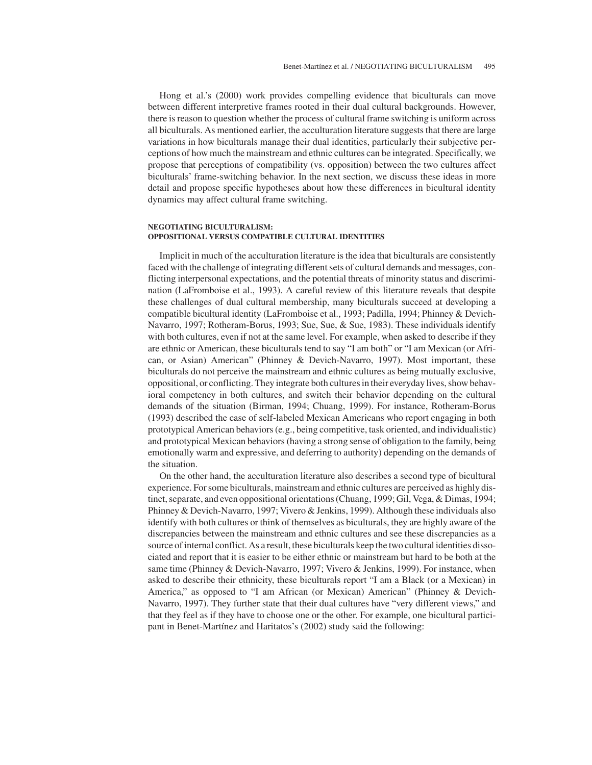Hong et al.'s (2000) work provides compelling evidence that biculturals can move between different interpretive frames rooted in their dual cultural backgrounds. However, there is reason to question whether the process of cultural frame switching is uniform across all biculturals. As mentioned earlier, the acculturation literature suggests that there are large variations in how biculturals manage their dual identities, particularly their subjective perceptions of how much the mainstream and ethnic cultures can be integrated. Specifically, we propose that perceptions of compatibility (vs. opposition) between the two cultures affect biculturals' frame-switching behavior. In the next section, we discuss these ideas in more detail and propose specific hypotheses about how these differences in bicultural identity dynamics may affect cultural frame switching.

## NEGOTIATING BICULTURALISM: OPPOSITIONAL VERSUS COMPATIBLE CULTURAL IDENTITIES

Implicit in much of the acculturation literature is the idea that biculturals are consistently faced with the challenge of integrating different sets of cultural demands and messages, conflicting interpersonal expectations, and the potential threats of minority status and discrimination (LaFromboise et al., 1993). A careful review of this literature reveals that despite these challenges of dual cultural membership, many biculturals succeed at developing a compatible bicultural identity (LaFromboise et al., 1993; Padilla, 1994; Phinney & Devich-Navarro, 1997; Rotheram-Borus, 1993; Sue, Sue, & Sue, 1983). These individuals identify with both cultures, even if not at the same level. For example, when asked to describe if they are ethnic or American, these biculturals tend to say "I am both" or "I am Mexican (or African, or Asian) American" (Phinney & Devich-Navarro, 1997). Most important, these biculturals do not perceive the mainstream and ethnic cultures as being mutually exclusive, oppositional, or conflicting. They integrate both cultures in their everyday lives, show behavioral competency in both cultures, and switch their behavior depending on the cultural demands of the situation (Birman, 1994; Chuang, 1999). For instance, Rotheram-Borus (1993) described the case of self-labeled Mexican Americans who report engaging in both prototypical American behaviors (e.g., being competitive, task oriented, and individualistic) and prototypical Mexican behaviors (having a strong sense of obligation to the family, being emotionally warm and expressive, and deferring to authority) depending on the demands of the situation.

On the other hand, the acculturation literature also describes a second type of bicultural experience. For some biculturals, mainstream and ethnic cultures are perceived as highly distinct, separate, and even oppositional orientations (Chuang, 1999; Gil, Vega, & Dimas, 1994; Phinney & Devich-Navarro, 1997; Vivero & Jenkins, 1999). Although these individuals also identify with both cultures or think of themselves as biculturals, they are highly aware of the discrepancies between the mainstream and ethnic cultures and see these discrepancies as a source of internal conflict. As a result, these biculturals keep the two cultural identities dissociated and report that it is easier to be either ethnic or mainstream but hard to be both at the same time (Phinney & Devich-Navarro, 1997; Vivero & Jenkins, 1999). For instance, when asked to describe their ethnicity, these biculturals report "I am a Black (or a Mexican) in America," as opposed to "I am African (or Mexican) American" (Phinney & Devich-Navarro, 1997). They further state that their dual cultures have "very different views," and that they feel as if they have to choose one or the other. For example, one bicultural participant in Benet-Martínez and Haritatos's (2002) study said the following: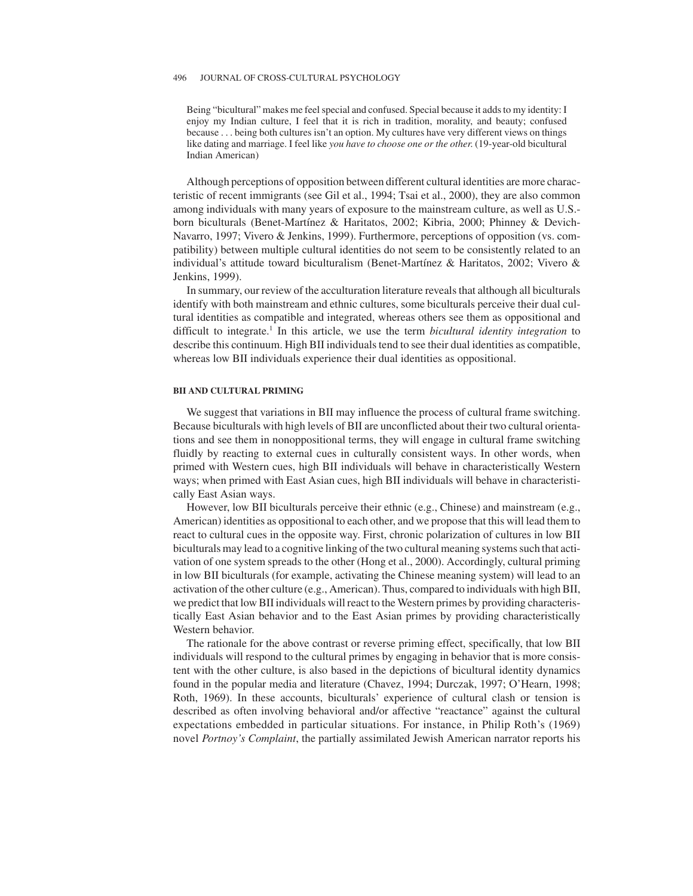> Being "bicultural" makes me feel special and confused. Special because it adds to my identity: I enjoy my Indian culture, I feel that it is rich in tradition, morality, and beauty; confused because . . . being both cultures isn't an option. My cultures have very different views on things like dating and marriage. I feel like *you have to choose one or the other.* (19-year-old bicultural Indian American)

Although perceptions of opposition between different cultural identities are more characteristic of recent immigrants (see Gil et al., 1994; Tsai et al., 2000), they are also common among individuals with many years of exposure to the mainstream culture, as well as U.S.-born biculturals (Benet-Martínez & Haritatos, 2002; Kibria, 2000; Phinney & Devich-Navarro, 1997; Vivero & Jenkins, 1999). Furthermore, perceptions of opposition (vs. compatibility) between multiple cultural identities do not seem to be consistently related to an individual's attitude toward biculturalism (Benet-Martínez & Haritatos, 2002; Vivero & Jenkins, 1999).

In summary, our review of the acculturation literature reveals that although all biculturals identify with both mainstream and ethnic cultures, some biculturals perceive their dual cultural identities as compatible and integrated, whereas others see them as oppositional and difficult to integrate.[1] In this article, we use the term *bicultural identity integration* to describe this continuum. High BII individuals tend to see their dual identities as compatible, whereas low BII individuals experience their dual identities as oppositional.

#### BII AND CULTURAL PRIMING

We suggest that variations in BII may influence the process of cultural frame switching. Because biculturals with high levels of BII are unconflicted about their two cultural orientations and see them in nonoppositional terms, they will engage in cultural frame switching fluidly by reacting to external cues in culturally consistent ways. In other words, when primed with Western cues, high BII individuals will behave in characteristically Western ways; when primed with East Asian cues, high BII individuals will behave in characteristically East Asian ways.

However, low BII biculturals perceive their ethnic (e.g., Chinese) and mainstream (e.g., American) identities as oppositional to each other, and we propose that this will lead them to react to cultural cues in the opposite way. First, chronic polarization of cultures in low BII biculturals may lead to a cognitive linking of the two cultural meaning systems such that activation of one system spreads to the other (Hong et al., 2000). Accordingly, cultural priming in low BII biculturals (for example, activating the Chinese meaning system) will lead to an activation of the other culture (e.g., American). Thus, compared to individuals with high BII, we predict that low BII individuals will react to the Western primes by providing characteristically East Asian behavior and to the East Asian primes by providing characteristically Western behavior.

The rationale for the above contrast or reverse priming effect, specifically, that low BII individuals will respond to the cultural primes by engaging in behavior that is more consistent with the other culture, is also based in the depictions of bicultural identity dynamics found in the popular media and literature (Chavez, 1994; Durczak, 1997; O'Hearn, 1998; Roth, 1969). In these accounts, biculturals' experience of cultural clash or tension is described as often involving behavioral and/or affective "reactance" against the cultural expectations embedded in particular situations. For instance, in Philip Roth's (1969) novel *Portnoy's Complaint*, the partially assimilated Jewish American narrator reports his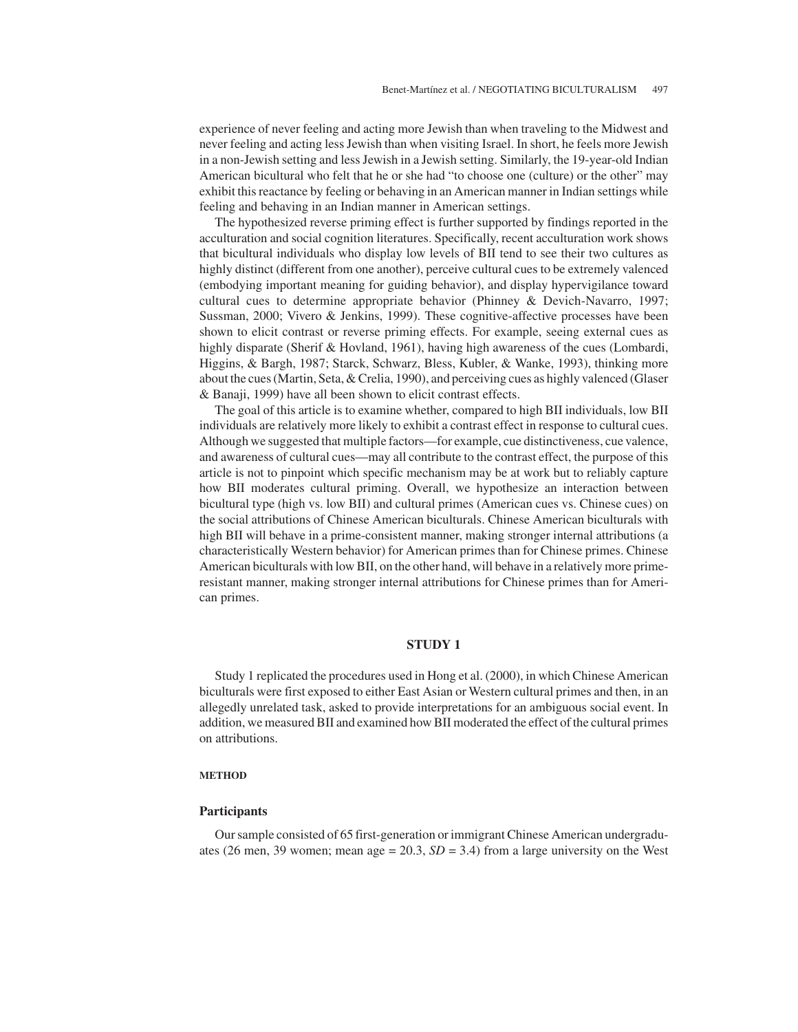experience of never feeling and acting more Jewish than when traveling to the Midwest and never feeling and acting less Jewish than when visiting Israel. In short, he feels more Jewish in a non-Jewish setting and less Jewish in a Jewish setting. Similarly, the 19-year-old Indian American bicultural who felt that he or she had "to choose one (culture) or the other" may exhibit this reactance by feeling or behaving in an American manner in Indian settings while feeling and behaving in an Indian manner in American settings.

The hypothesized reverse priming effect is further supported by findings reported in the acculturation and social cognition literatures. Specifically, recent acculturation work shows that bicultural individuals who display low levels of BII tend to see their two cultures as highly distinct (different from one another), perceive cultural cues to be extremely valenced (embodying important meaning for guiding behavior), and display hypervigilance toward cultural cues to determine appropriate behavior (Phinney & Devich-Navarro, 1997; Sussman, 2000; Vivero & Jenkins, 1999). These cognitive-affective processes have been shown to elicit contrast or reverse priming effects. For example, seeing external cues as highly disparate (Sherif & Hovland, 1961), having high awareness of the cues (Lombardi, Higgins, & Bargh, 1987; Starck, Schwarz, Bless, Kubler, & Wanke, 1993), thinking more about the cues (Martin, Seta, & Crelia, 1990), and perceiving cues as highly valenced (Glaser & Banaji, 1999) have all been shown to elicit contrast effects.

The goal of this article is to examine whether, compared to high BII individuals, low BII individuals are relatively more likely to exhibit a contrast effect in response to cultural cues. Although we suggested that multiple factors—for example, cue distinctiveness, cue valence, and awareness of cultural cues—may all contribute to the contrast effect, the purpose of this article is not to pinpoint which specific mechanism may be at work but to reliably capture how BII moderates cultural priming. Overall, we hypothesize an interaction between bicultural type (high vs. low BII) and cultural primes (American cues vs. Chinese cues) on the social attributions of Chinese American biculturals. Chinese American biculturals with high BII will behave in a prime-consistent manner, making stronger internal attributions (a characteristically Western behavior) for American primes than for Chinese primes. Chinese American biculturals with low BII, on the other hand, will behave in a relatively more prime-resistant manner, making stronger internal attributions for Chinese primes than for American primes.

## STUDY 1

Study 1 replicated the procedures used in Hong et al. (2000), in which Chinese American biculturals were first exposed to either East Asian or Western cultural primes and then, in an allegedly unrelated task, asked to provide interpretations for an ambiguous social event. In addition, we measured BII and examined how BII moderated the effect of the cultural primes on attributions.

### METHOD

#### Participants

Our sample consisted of 65 first-generation or immigrant Chinese American undergraduates (26 men, 39 women; mean age = 20.3, *SD* = 3.4) from a large university on the West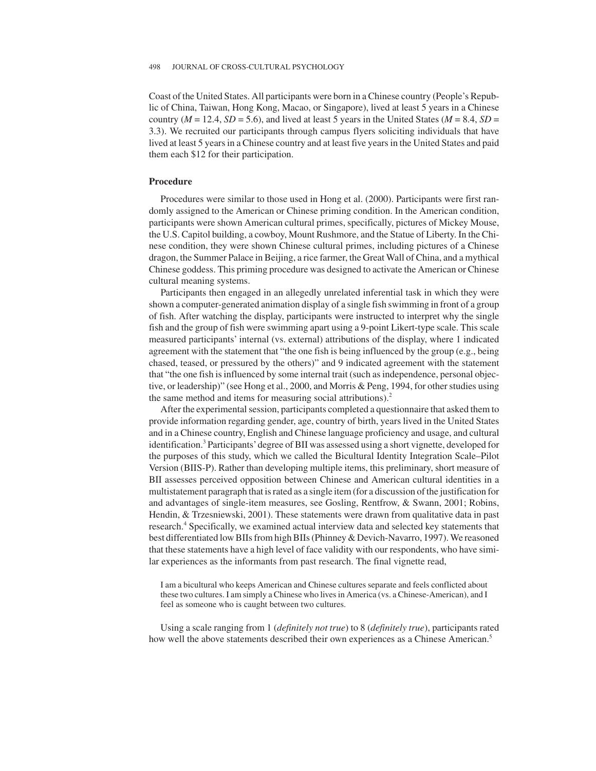Coast of the United States. All participants were born in a Chinese country (People's Republic of China, Taiwan, Hong Kong, Macao, or Singapore), lived at least 5 years in a Chinese country ($M = 12.4$, $SD = 5.6$), and lived at least 5 years in the United States ($M = 8.4$, $SD = 3.3$). We recruited our participants through campus flyers soliciting individuals that have lived at least 5 years in a Chinese country and at least five years in the United States and paid them each $12 for their participation.

### Procedure

Procedures were similar to those used in Hong et al. (2000). Participants were first randomly assigned to the American or Chinese priming condition. In the American condition, participants were shown American cultural primes, specifically, pictures of Mickey Mouse, the U.S. Capitol building, a cowboy, Mount Rushmore, and the Statue of Liberty. In the Chinese condition, they were shown Chinese cultural primes, including pictures of a Chinese dragon, the Summer Palace in Beijing, a rice farmer, the Great Wall of China, and a mythical Chinese goddess. This priming procedure was designed to activate the American or Chinese cultural meaning systems.

Participants then engaged in an allegedly unrelated inferential task in which they were shown a computer-generated animation display of a single fish swimming in front of a group of fish. After watching the display, participants were instructed to interpret why the single fish and the group of fish were swimming apart using a 9-point Likert-type scale. This scale measured participants' internal (vs. external) attributions of the display, where 1 indicated agreement with the statement that "the one fish is being influenced by the group (e.g., being chased, teased, or pressured by the others)" and 9 indicated agreement with the statement that "the one fish is influenced by some internal trait (such as independence, personal objective, or leadership)" (see Hong et al., 2000, and Morris & Peng, 1994, for other studies using the same method and items for measuring social attributions).[2]

After the experimental session, participants completed a questionnaire that asked them to provide information regarding gender, age, country of birth, years lived in the United States and in a Chinese country, English and Chinese language proficiency and usage, and cultural identification.[3] Participants' degree of BII was assessed using a short vignette, developed for the purposes of this study, which we called the Bicultural Identity Integration Scale–Pilot Version (BIIS-P). Rather than developing multiple items, this preliminary, short measure of BII assesses perceived opposition between Chinese and American cultural identities in a multistatement paragraph that is rated as a single item (for a discussion of the justification for and advantages of single-item measures, see Gosling, Rentfrow, & Swann, 2001; Robins, Hendin, & Trzesniewski, 2001). These statements were drawn from qualitative data in past research.[4] Specifically, we examined actual interview data and selected key statements that best differentiated low BIIs from high BIIs (Phinney & Devich-Navarro, 1997). We reasoned that these statements have a high level of face validity with our respondents, who have similar experiences as the informants from past research. The final vignette read,

> I am a bicultural who keeps American and Chinese cultures separate and feels conflicted about these two cultures. I am simply a Chinese who lives in America (vs. a Chinese-American), and I feel as someone who is caught between two cultures.

Using a scale ranging from 1 (*definitely not true*) to 8 (*definitely true*), participants rated how well the above statements described their own experiences as a Chinese American.[5]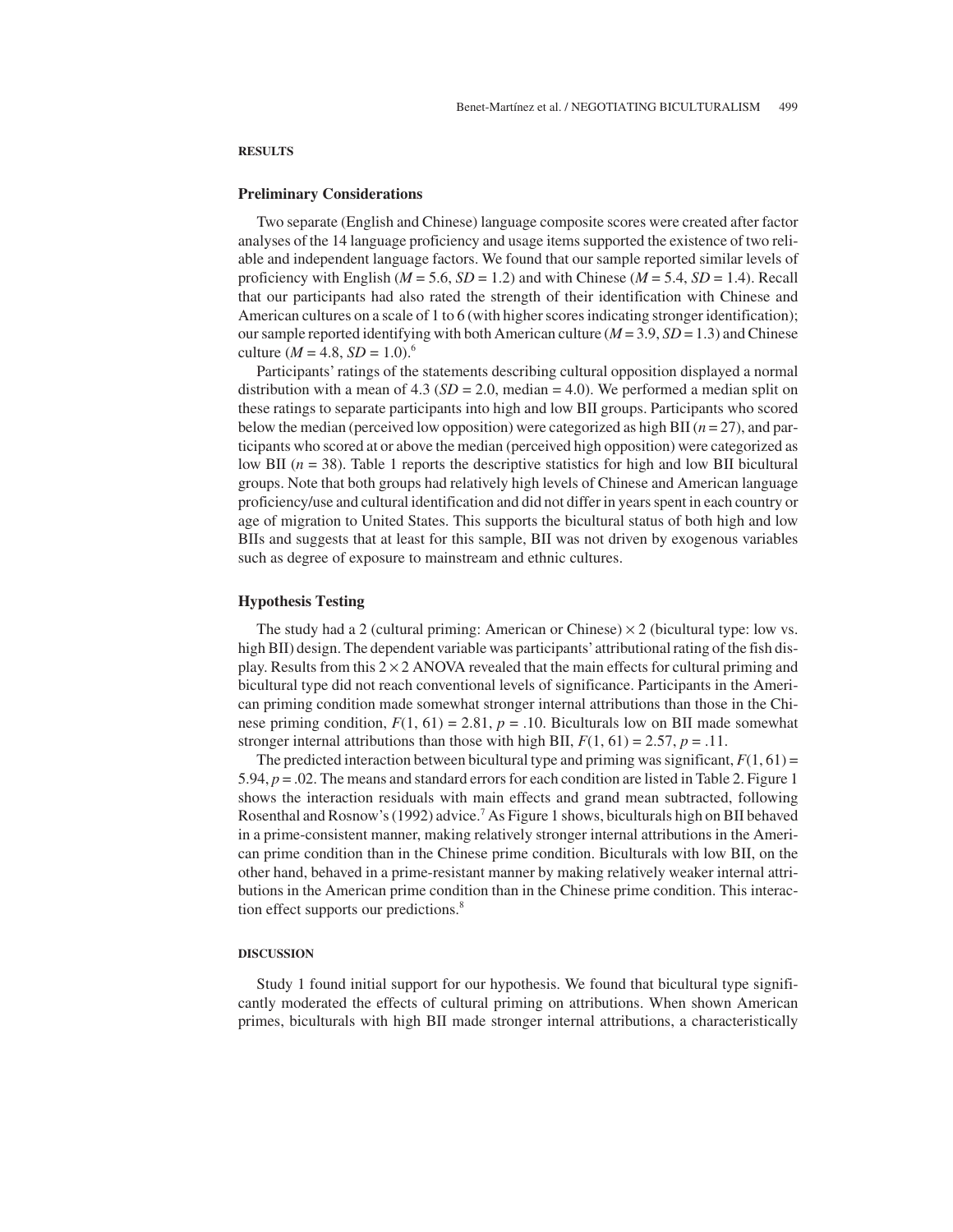## RESULTS

### Preliminary Considerations

Two separate (English and Chinese) language composite scores were created after factor analyses of the 14 language proficiency and usage items supported the existence of two reliable and independent language factors. We found that our sample reported similar levels of proficiency with English ($M = 5.6$, $SD = 1.2$) and with Chinese ($M = 5.4$, $SD = 1.4$). Recall that our participants had also rated the strength of their identification with Chinese and American cultures on a scale of 1 to 6 (with higher scores indicating stronger identification); our sample reported identifying with both American culture ($M = 3.9$, $SD = 1.3$) and Chinese culture ($M = 4.8$, $SD = 1.0$).[6]

Participants' ratings of the statements describing cultural opposition displayed a normal distribution with a mean of 4.3 ($SD = 2.0$, median = 4.0). We performed a median split on these ratings to separate participants into high and low BII groups. Participants who scored below the median (perceived low opposition) were categorized as high BII ($n = 27$), and participants who scored at or above the median (perceived high opposition) were categorized as low BII ($n = 38$). Table 1 reports the descriptive statistics for high and low BII bicultural groups. Note that both groups had relatively high levels of Chinese and American language proficiency/use and cultural identification and did not differ in years spent in each country or age of migration to United States. This supports the bicultural status of both high and low BIIs and suggests that at least for this sample, BII was not driven by exogenous variables such as degree of exposure to mainstream and ethnic cultures.

### Hypothesis Testing

The study had a 2 (cultural priming: American or Chinese) × 2 (bicultural type: low vs. high BII) design. The dependent variable was participants' attributional rating of the fish display. Results from this 2 × 2 ANOVA revealed that the main effects for cultural priming and bicultural type did not reach conventional levels of significance. Participants in the American priming condition made somewhat stronger internal attributions than those in the Chinese priming condition, $F(1, 61) = 2.81$, $p = .10$. Biculturals low on BII made somewhat stronger internal attributions than those with high BII, $F(1, 61) = 2.57$, $p = .11$.

The predicted interaction between bicultural type and priming was significant, $F(1, 61) = 5.94$, $p = .02$. The means and standard errors for each condition are listed in Table 2. Figure 1 shows the interaction residuals with main effects and grand mean subtracted, following Rosenthal and Rosnow's (1992) advice.[7] As Figure 1 shows, biculturals high on BII behaved in a prime-consistent manner, making relatively stronger internal attributions in the American prime condition than in the Chinese prime condition. Biculturals with low BII, on the other hand, behaved in a prime-resistant manner by making relatively weaker internal attributions in the American prime condition than in the Chinese prime condition. This interaction effect supports our predictions.[8]

## DISCUSSION

Study 1 found initial support for our hypothesis. We found that bicultural type significantly moderated the effects of cultural priming on attributions. When shown American primes, biculturals with high BII made stronger internal attributions, a characteristically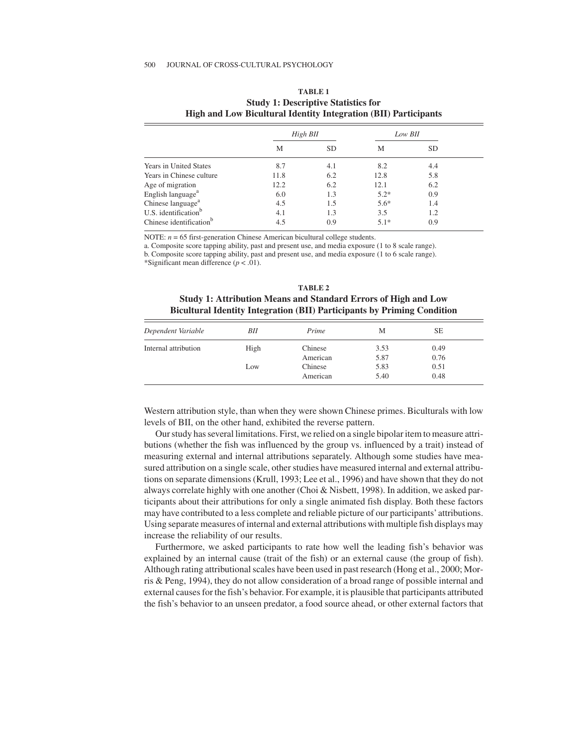**TABLE 1**
**Study 1: Descriptive Statistics for High and Low Bicultural Identity Integration (BII) Participants**

| | *High BII* | | *Low BII* | |
|---|---|---|---|---|
| | M | SD | M | SD |
| Years in United States | 8.7 | 4.1 | 8.2 | 4.4 |
| Years in Chinese culture | 11.8 | 6.2 | 12.8 | 5.8 |
| Age of migration | 12.2 | 6.2 | 12.1 | 6.2 |
| English language[a] | 6.0 | 1.3 | 5.2* | 0.9 |
| Chinese language[a] | 4.5 | 1.5 | 5.6* | 1.4 |
| U.S. identification[b] | 4.1 | 1.3 | 3.5 | 1.2 |
| Chinese identification[b] | 4.5 | 0.9 | 5.1* | 0.9 |

NOTE: $n = 65$ first-generation Chinese American bicultural college students.
a. Composite score tapping ability, past and present use, and media exposure (1 to 8 scale range).
b. Composite score tapping ability, past and present use, and media exposure (1 to 6 scale range).
*Significant mean difference ($p < .01$).

**TABLE 2**
**Study 1: Attribution Means and Standard Errors of High and Low Bicultural Identity Integration (BII) Participants by Priming Condition**

| *Dependent Variable* | *BII* | *Prime* | M | SE |
|---|---|---|---|---|
| Internal attribution | High | Chinese | 3.53 | 0.49 |
| | | American | 5.87 | 0.76 |
| | Low | Chinese | 5.83 | 0.51 |
| | | American | 5.40 | 0.48 |

Western attribution style, than when they were shown Chinese primes. Biculturals with low levels of BII, on the other hand, exhibited the reverse pattern.

Our study has several limitations. First, we relied on a single bipolar item to measure attributions (whether the fish was influenced by the group vs. influenced by a trait) instead of measuring external and internal attributions separately. Although some studies have measured attribution on a single scale, other studies have measured internal and external attributions on separate dimensions (Krull, 1993; Lee et al., 1996) and have shown that they do not always correlate highly with one another (Choi & Nisbett, 1998). In addition, we asked participants about their attributions for only a single animated fish display. Both these factors may have contributed to a less complete and reliable picture of our participants' attributions. Using separate measures of internal and external attributions with multiple fish displays may increase the reliability of our results.

Furthermore, we asked participants to rate how well the leading fish's behavior was explained by an internal cause (trait of the fish) or an external cause (the group of fish). Although rating attributional scales have been used in past research (Hong et al., 2000; Morris & Peng, 1994), they do not allow consideration of a broad range of possible internal and external causes for the fish's behavior. For example, it is plausible that participants attributed the fish's behavior to an unseen predator, a food source ahead, or other external factors that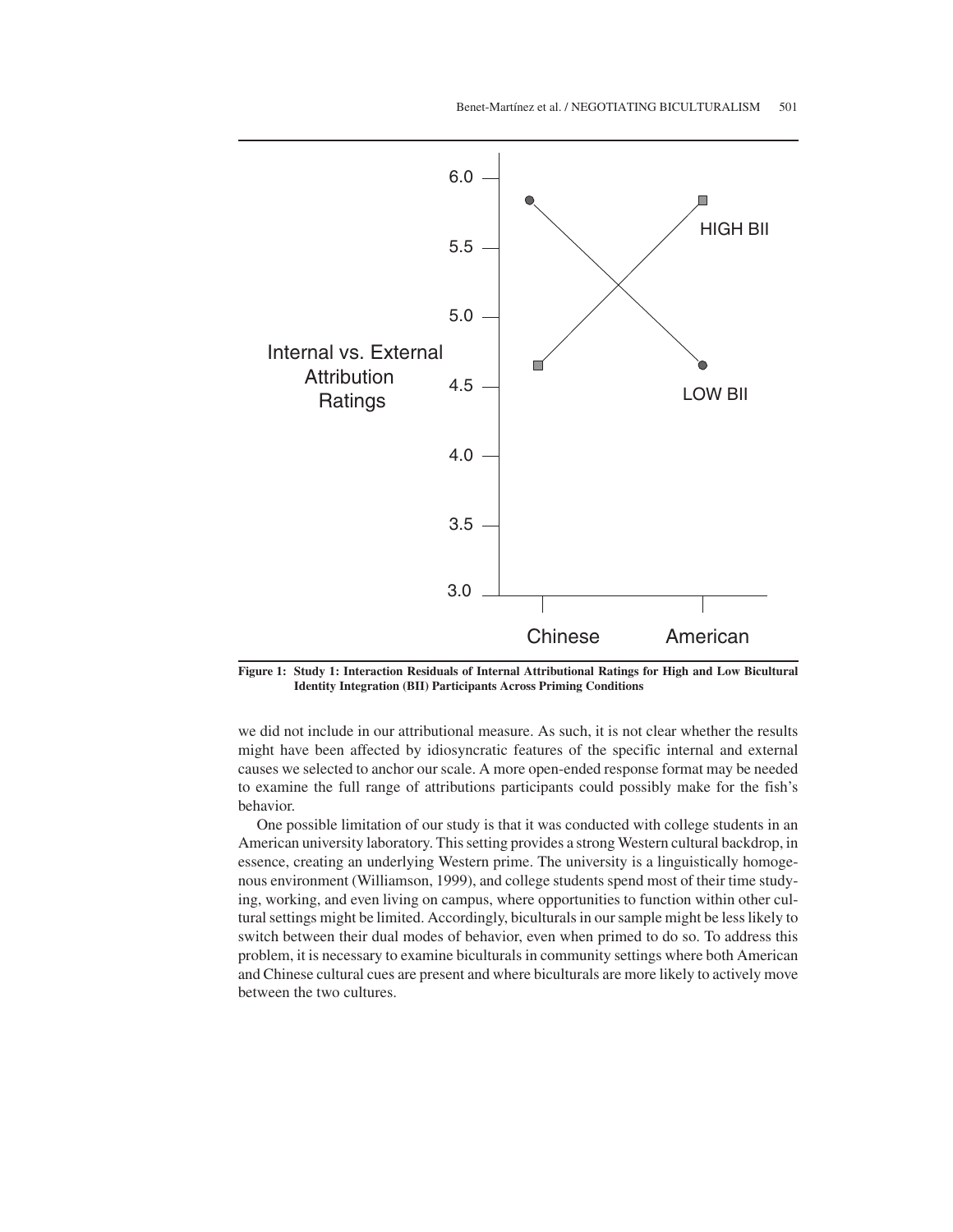6.0

5.5

5.0

4.5

4.0

3.5

3.0

Internal vs. External Attribution Ratings

HIGH BII

LOW BII

Chinese

American

**Figure 1: Study 1: Interaction Residuals of Internal Attributional Ratings for High and Low Bicultural Identity Integration (BII) Participants Across Priming Conditions**

we did not include in our attributional measure. As such, it is not clear whether the results might have been affected by idiosyncratic features of the specific internal and external causes we selected to anchor our scale. A more open-ended response format may be needed to examine the full range of attributions participants could possibly make for the fish's behavior.

One possible limitation of our study is that it was conducted with college students in an American university laboratory. This setting provides a strong Western cultural backdrop, in essence, creating an underlying Western prime. The university is a linguistically homogenous environment (Williamson, 1999), and college students spend most of their time studying, working, and even living on campus, where opportunities to function within other cultural settings might be limited. Accordingly, biculturals in our sample might be less likely to switch between their dual modes of behavior, even when primed to do so. To address this problem, it is necessary to examine biculturals in community settings where both American and Chinese cultural cues are present and where biculturals are more likely to actively move between the two cultures.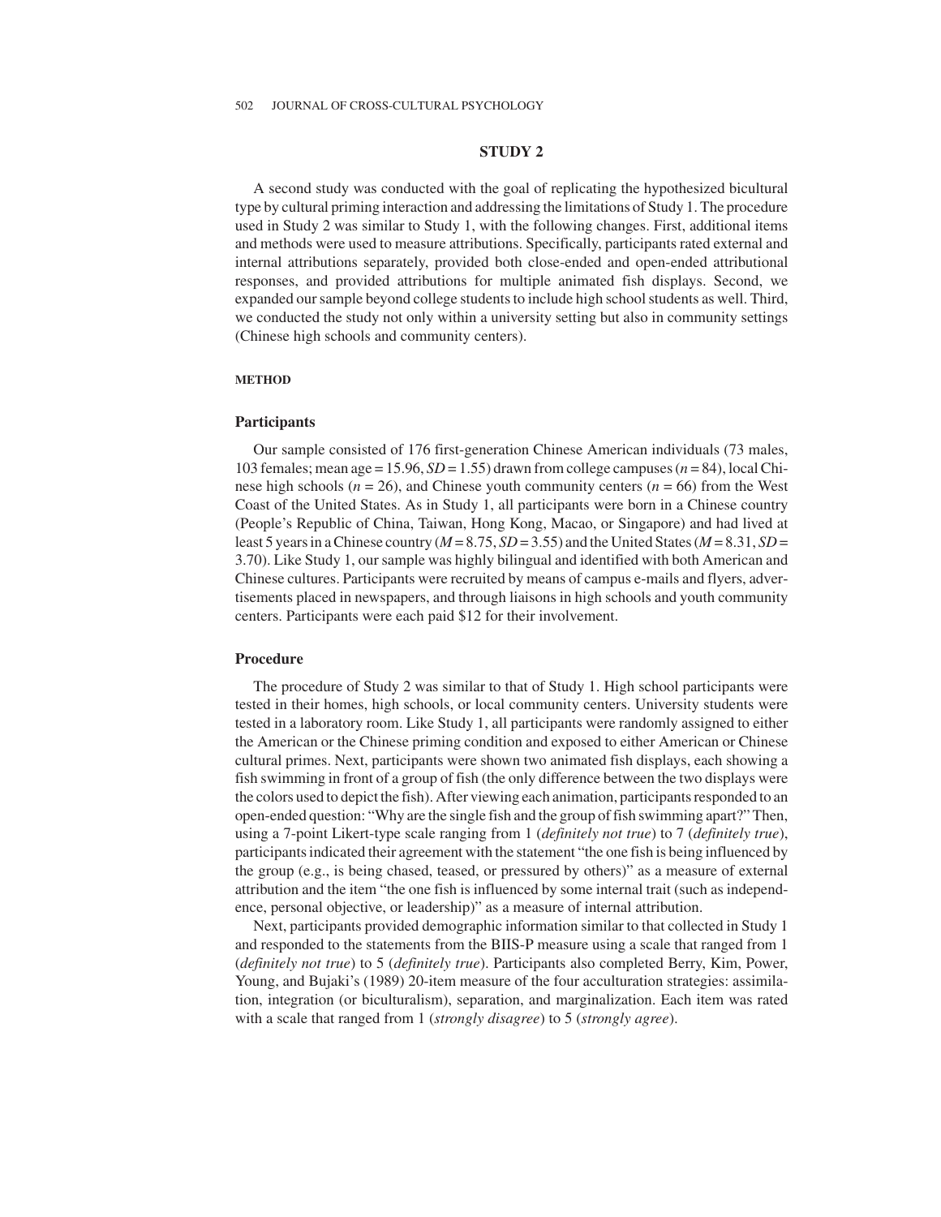## STUDY 2

A second study was conducted with the goal of replicating the hypothesized bicultural type by cultural priming interaction and addressing the limitations of Study 1. The procedure used in Study 2 was similar to Study 1, with the following changes. First, additional items and methods were used to measure attributions. Specifically, participants rated external and internal attributions separately, provided both close-ended and open-ended attributional responses, and provided attributions for multiple animated fish displays. Second, we expanded our sample beyond college students to include high school students as well. Third, we conducted the study not only within a university setting but also in community settings (Chinese high schools and community centers).

### METHOD

#### Participants

Our sample consisted of 176 first-generation Chinese American individuals (73 males, 103 females; mean age = 15.96, *SD* = 1.55) drawn from college campuses (*n* = 84), local Chinese high schools (*n* = 26), and Chinese youth community centers (*n* = 66) from the West Coast of the United States. As in Study 1, all participants were born in a Chinese country (People's Republic of China, Taiwan, Hong Kong, Macao, or Singapore) and had lived at least 5 years in a Chinese country (*M* = 8.75, *SD* = 3.55) and the United States (*M* = 8.31, *SD* = 3.70). Like Study 1, our sample was highly bilingual and identified with both American and Chinese cultures. Participants were recruited by means of campus e-mails and flyers, advertisements placed in newspapers, and through liaisons in high schools and youth community centers. Participants were each paid $12 for their involvement.

#### Procedure

The procedure of Study 2 was similar to that of Study 1. High school participants were tested in their homes, high schools, or local community centers. University students were tested in a laboratory room. Like Study 1, all participants were randomly assigned to either the American or the Chinese priming condition and exposed to either American or Chinese cultural primes. Next, participants were shown two animated fish displays, each showing a fish swimming in front of a group of fish (the only difference between the two displays were the colors used to depict the fish). After viewing each animation, participants responded to an open-ended question: "Why are the single fish and the group of fish swimming apart?" Then, using a 7-point Likert-type scale ranging from 1 (*definitely not true*) to 7 (*definitely true*), participants indicated their agreement with the statement "the one fish is being influenced by the group (e.g., is being chased, teased, or pressured by others)" as a measure of external attribution and the item "the one fish is influenced by some internal trait (such as independence, personal objective, or leadership)" as a measure of internal attribution.

Next, participants provided demographic information similar to that collected in Study 1 and responded to the statements from the BIIS-P measure using a scale that ranged from 1 (*definitely not true*) to 5 (*definitely true*). Participants also completed Berry, Kim, Power, Young, and Bujaki's (1989) 20-item measure of the four acculturation strategies: assimilation, integration (or biculturalism), separation, and marginalization. Each item was rated with a scale that ranged from 1 (*strongly disagree*) to 5 (*strongly agree*).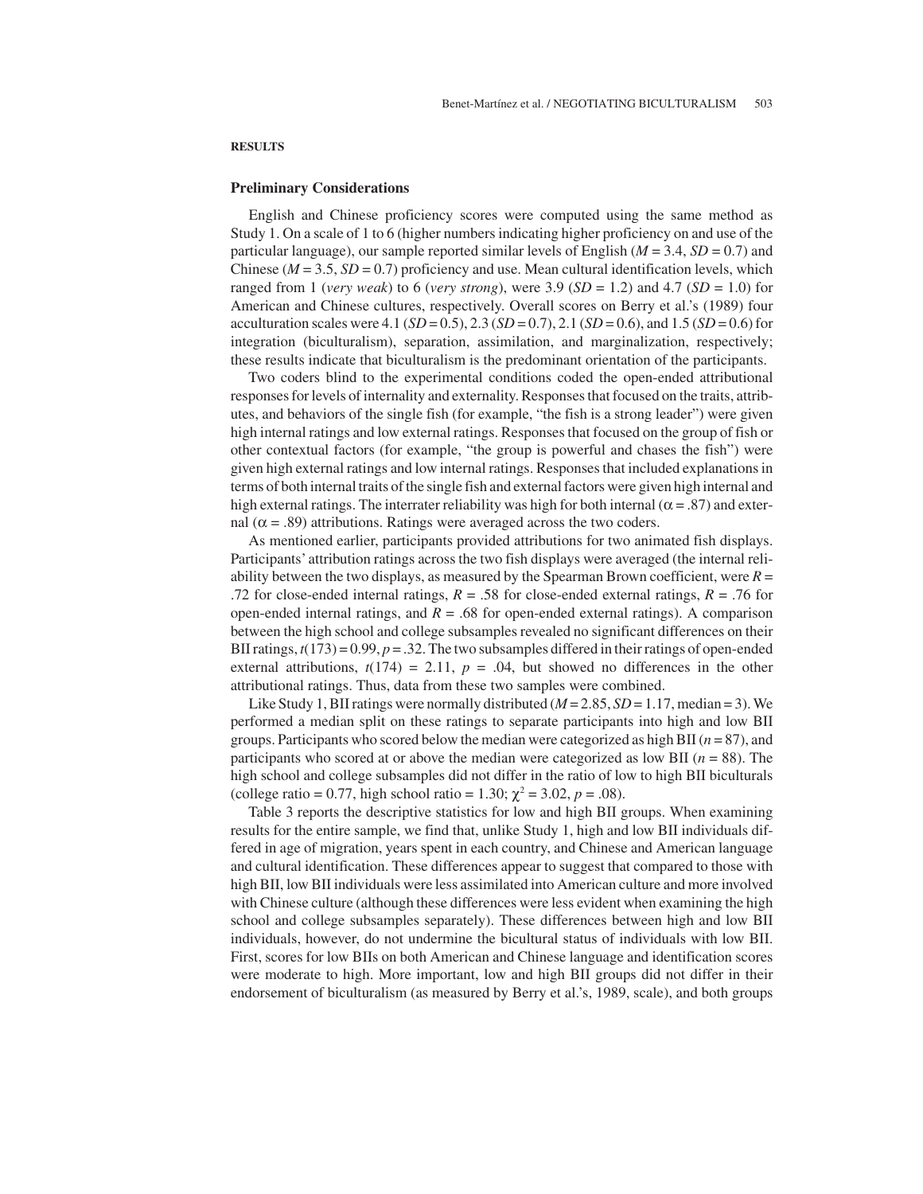## RESULTS

### Preliminary Considerations

English and Chinese proficiency scores were computed using the same method as Study 1. On a scale of 1 to 6 (higher numbers indicating higher proficiency on and use of the particular language), our sample reported similar levels of English ($M$ = 3.4, $SD$ = 0.7) and Chinese ($M$ = 3.5, $SD$ = 0.7) proficiency and use. Mean cultural identification levels, which ranged from 1 (*very weak*) to 6 (*very strong*), were 3.9 ($SD$ = 1.2) and 4.7 ($SD$ = 1.0) for American and Chinese cultures, respectively. Overall scores on Berry et al.'s (1989) four acculturation scales were 4.1 ($SD$ = 0.5), 2.3 ($SD$ = 0.7), 2.1 ($SD$ = 0.6), and 1.5 ($SD$ = 0.6) for integration (biculturalism), separation, assimilation, and marginalization, respectively; these results indicate that biculturalism is the predominant orientation of the participants.

Two coders blind to the experimental conditions coded the open-ended attributional responses for levels of internality and externality. Responses that focused on the traits, attributes, and behaviors of the single fish (for example, "the fish is a strong leader") were given high internal ratings and low external ratings. Responses that focused on the group of fish or other contextual factors (for example, "the group is powerful and chases the fish") were given high external ratings and low internal ratings. Responses that included explanations in terms of both internal traits of the single fish and external factors were given high internal and high external ratings. The interrater reliability was high for both internal ($\alpha$ = .87) and external ($\alpha$ = .89) attributions. Ratings were averaged across the two coders.

As mentioned earlier, participants provided attributions for two animated fish displays. Participants' attribution ratings across the two fish displays were averaged (the internal reliability between the two displays, as measured by the Spearman Brown coefficient, were $R$ = .72 for close-ended internal ratings, $R$ = .58 for close-ended external ratings, $R$ = .76 for open-ended internal ratings, and $R$ = .68 for open-ended external ratings). A comparison between the high school and college subsamples revealed no significant differences on their BII ratings, $t(173) = 0.99$, $p$ = .32. The two subsamples differed in their ratings of open-ended external attributions, $t(174) = 2.11$, $p$ = .04, but showed no differences in the other attributional ratings. Thus, data from these two samples were combined.

Like Study 1, BII ratings were normally distributed ($M$ = 2.85, $SD$ = 1.17, median = 3). We performed a median split on these ratings to separate participants into high and low BII groups. Participants who scored below the median were categorized as high BII ($n$ = 87), and participants who scored at or above the median were categorized as low BII ($n$ = 88). The high school and college subsamples did not differ in the ratio of low to high BII biculturals (college ratio = 0.77, high school ratio = 1.30; $\chi^2 = 3.02$, $p$ = .08).

Table 3 reports the descriptive statistics for low and high BII groups. When examining results for the entire sample, we find that, unlike Study 1, high and low BII individuals differed in age of migration, years spent in each country, and Chinese and American language and cultural identification. These differences appear to suggest that compared to those with high BII, low BII individuals were less assimilated into American culture and more involved with Chinese culture (although these differences were less evident when examining the high school and college subsamples separately). These differences between high and low BII individuals, however, do not undermine the bicultural status of individuals with low BII. First, scores for low BIIs on both American and Chinese language and identification scores were moderate to high. More important, low and high BII groups did not differ in their endorsement of biculturalism (as measured by Berry et al.'s, 1989, scale), and both groups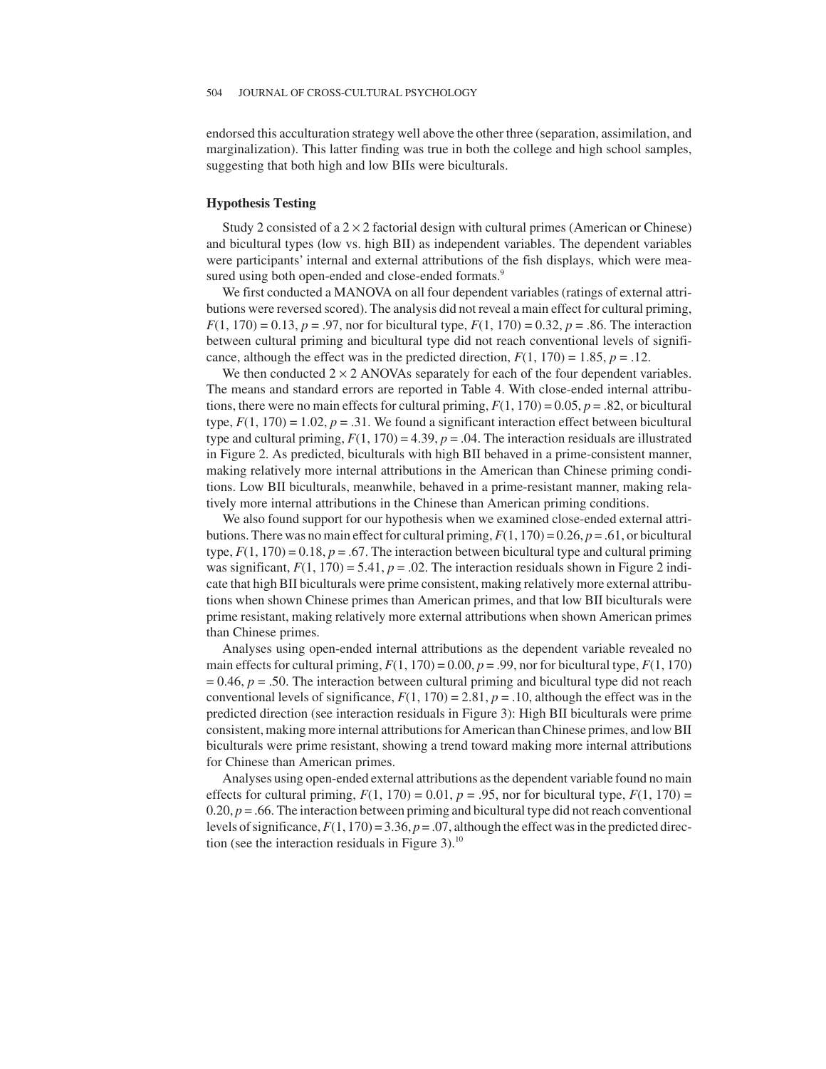endorsed this acculturation strategy well above the other three (separation, assimilation, and marginalization). This latter finding was true in both the college and high school samples, suggesting that both high and low BIIs were biculturals.

### Hypothesis Testing

Study 2 consisted of a $2 \times 2$ factorial design with cultural primes (American or Chinese) and bicultural types (low vs. high BII) as independent variables. The dependent variables were participants' internal and external attributions of the fish displays, which were measured using both open-ended and close-ended formats.[9]

We first conducted a MANOVA on all four dependent variables (ratings of external attributions were reversed scored). The analysis did not reveal a main effect for cultural priming, $F(1, 170) = 0.13$, $p = .97$, nor for bicultural type, $F(1, 170) = 0.32$, $p = .86$. The interaction between cultural priming and bicultural type did not reach conventional levels of significance, although the effect was in the predicted direction, $F(1, 170) = 1.85$, $p = .12$.

We then conducted $2 \times 2$ ANOVAs separately for each of the four dependent variables. The means and standard errors are reported in Table 4. With close-ended internal attributions, there were no main effects for cultural priming, $F(1, 170) = 0.05$, $p = .82$, or bicultural type, $F(1, 170) = 1.02$, $p = .31$. We found a significant interaction effect between bicultural type and cultural priming, $F(1, 170) = 4.39$, $p = .04$. The interaction residuals are illustrated in Figure 2. As predicted, biculturals with high BII behaved in a prime-consistent manner, making relatively more internal attributions in the American than Chinese priming conditions. Low BII biculturals, meanwhile, behaved in a prime-resistant manner, making relatively more internal attributions in the Chinese than American priming conditions.

We also found support for our hypothesis when we examined close-ended external attributions. There was no main effect for cultural priming, $F(1, 170) = 0.26$, $p = .61$, or bicultural type, $F(1, 170) = 0.18$, $p = .67$. The interaction between bicultural type and cultural priming was significant, $F(1, 170) = 5.41$, $p = .02$. The interaction residuals shown in Figure 2 indicate that high BII biculturals were prime consistent, making relatively more external attributions when shown Chinese primes than American primes, and that low BII biculturals were prime resistant, making relatively more external attributions when shown American primes than Chinese primes.

Analyses using open-ended internal attributions as the dependent variable revealed no main effects for cultural priming, $F(1, 170) = 0.00$, $p = .99$, nor for bicultural type, $F(1, 170) = 0.46$, $p = .50$. The interaction between cultural priming and bicultural type did not reach conventional levels of significance, $F(1, 170) = 2.81$, $p = .10$, although the effect was in the predicted direction (see interaction residuals in Figure 3): High BII biculturals were prime consistent, making more internal attributions for American than Chinese primes, and low BII biculturals were prime resistant, showing a trend toward making more internal attributions for Chinese than American primes.

Analyses using open-ended external attributions as the dependent variable found no main effects for cultural priming, $F(1, 170) = 0.01$, $p = .95$, nor for bicultural type, $F(1, 170) = 0.20$, $p = .66$. The interaction between priming and bicultural type did not reach conventional levels of significance, $F(1, 170) = 3.36$, $p = .07$, although the effect was in the predicted direction (see the interaction residuals in Figure 3).[10]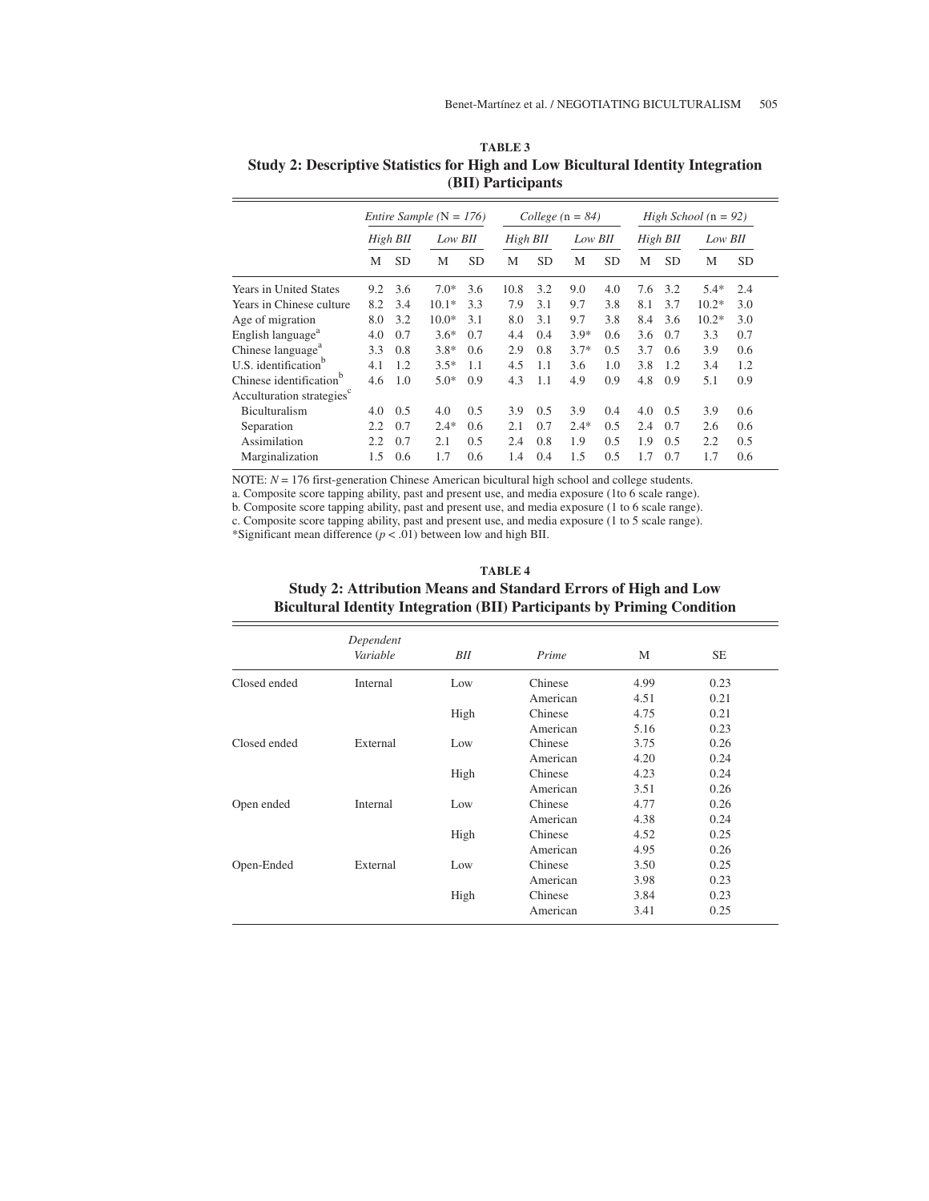**TABLE 3**
**Study 2: Descriptive Statistics for High and Low Bicultural Identity Integration (BII) Participants**

| | *Entire Sample* (N = *176*) | | | | *College* (n = *84*) | | | | *High School* (n = *92*) | | | |
|---|---|---|---|---|---|---|---|---|---|---|---|---|
| | *High BII* | | *Low BII* | | *High BII* | | *Low BII* | | *High BII* | | *Low BII* | |
| | M | SD | M | SD | M | SD | M | SD | M | SD | M | SD |
| Years in United States | 9.2 | 3.6 | 7.0* | 3.6 | 10.8 | 3.2 | 9.0 | 4.0 | 7.6 | 3.2 | 5.4* | 2.4 |
| Years in Chinese culture | 8.2 | 3.4 | 10.1* | 3.3 | 7.9 | 3.1 | 9.7 | 3.8 | 8.1 | 3.7 | 10.2* | 3.0 |
| Age of migration | 8.0 | 3.2 | 10.0* | 3.1 | 8.0 | 3.1 | 9.7 | 3.8 | 8.4 | 3.6 | 10.2* | 3.0 |
| English language[a] | 4.0 | 0.7 | 3.6* | 0.7 | 4.4 | 0.4 | 3.9* | 0.6 | 3.6 | 0.7 | 3.3 | 0.7 |
| Chinese language[a] | 3.3 | 0.8 | 3.8* | 0.6 | 2.9 | 0.8 | 3.7* | 0.5 | 3.7 | 0.6 | 3.9 | 0.6 |
| U.S. identification[b] | 4.1 | 1.2 | 3.5* | 1.1 | 4.5 | 1.1 | 3.6 | 1.0 | 3.8 | 1.2 | 3.4 | 1.2 |
| Chinese identification[b] | 4.6 | 1.0 | 5.0* | 0.9 | 4.3 | 1.1 | 4.9 | 0.9 | 4.8 | 0.9 | 5.1 | 0.9 |
| Acculturation strategies[c] | | | | | | | | | | | | |
| Biculturalism | 4.0 | 0.5 | 4.0 | 0.5 | 3.9 | 0.5 | 3.9 | 0.4 | 4.0 | 0.5 | 3.9 | 0.6 |
| Separation | 2.2 | 0.7 | 2.4* | 0.6 | 2.1 | 0.7 | 2.4* | 0.5 | 2.4 | 0.7 | 2.6 | 0.6 |
| Assimilation | 2.2 | 0.7 | 2.1 | 0.5 | 2.4 | 0.8 | 1.9 | 0.5 | 1.9 | 0.5 | 2.2 | 0.5 |
| Marginalization | 1.5 | 0.6 | 1.7 | 0.6 | 1.4 | 0.4 | 1.5 | 0.5 | 1.7 | 0.7 | 1.7 | 0.6 |

NOTE: *N* = 176 first-generation Chinese American bicultural high school and college students.
a. Composite score tapping ability, past and present use, and media exposure (1to 6 scale range).
b. Composite score tapping ability, past and present use, and media exposure (1 to 6 scale range).
c. Composite score tapping ability, past and present use, and media exposure (1 to 5 scale range).
*Significant mean difference ($p < .01$) between low and high BII.

**TABLE 4**
**Study 2: Attribution Means and Standard Errors of High and Low Bicultural Identity Integration (BII) Participants by Priming Condition**

| | *Dependent Variable* | *BII* | *Prime* | M | SE |
|---|---|---|---|---|---|
| Closed ended | Internal | Low | Chinese | 4.99 | 0.23 |
| | | | American | 4.51 | 0.21 |
| | | High | Chinese | 4.75 | 0.21 |
| | | | American | 5.16 | 0.23 |
| Closed ended | External | Low | Chinese | 3.75 | 0.26 |
| | | | American | 4.20 | 0.24 |
| | | High | Chinese | 4.23 | 0.24 |
| | | | American | 3.51 | 0.26 |
| Open ended | Internal | Low | Chinese | 4.77 | 0.26 |
| | | | American | 4.38 | 0.24 |
| | | High | Chinese | 4.52 | 0.25 |
| | | | American | 4.95 | 0.26 |
| Open-Ended | External | Low | Chinese | 3.50 | 0.25 |
| | | | American | 3.98 | 0.23 |
| | | High | Chinese | 3.84 | 0.23 |
| | | | American | 3.41 | 0.25 |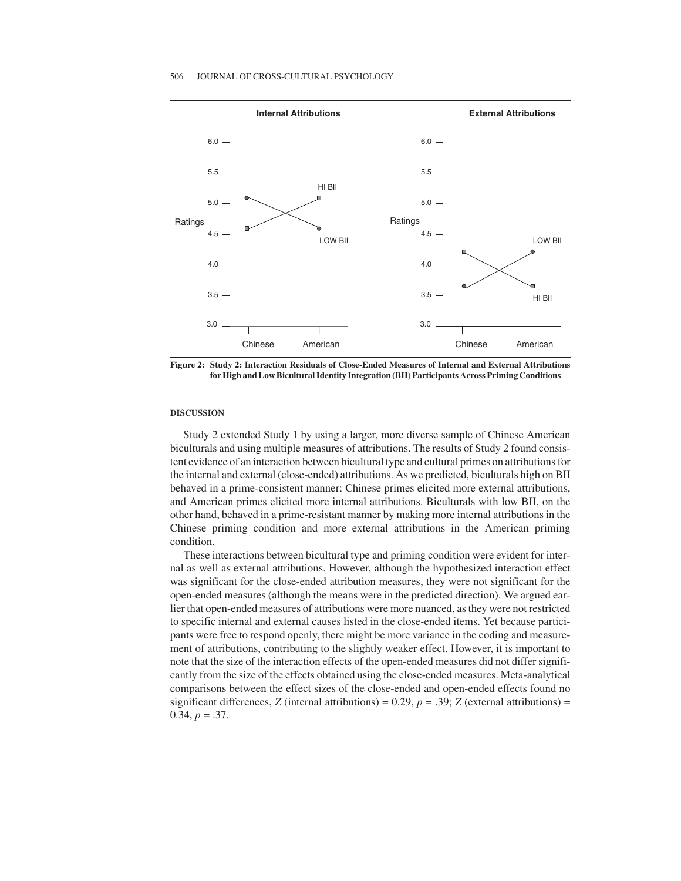Internal Attributions

6.0
5.5
5.0
4.5
4.0
3.5
3.0

Ratings

HI BII
LOW BII

Chinese
American

External Attributions

6.0
5.5
5.0
4.5
4.0
3.5
3.0

Ratings

LOW BII
HI BII

Chinese
American

**Figure 2: Study 2: Interaction Residuals of Close-Ended Measures of Internal and External Attributions for High and Low Bicultural Identity Integration (BII) Participants Across Priming Conditions**

## DISCUSSION

Study 2 extended Study 1 by using a larger, more diverse sample of Chinese American biculturals and using multiple measures of attributions. The results of Study 2 found consistent evidence of an interaction between bicultural type and cultural primes on attributions for the internal and external (close-ended) attributions. As we predicted, biculturals high on BII behaved in a prime-consistent manner: Chinese primes elicited more external attributions, and American primes elicited more internal attributions. Biculturals with low BII, on the other hand, behaved in a prime-resistant manner by making more internal attributions in the Chinese priming condition and more external attributions in the American priming condition.

These interactions between bicultural type and priming condition were evident for internal as well as external attributions. However, although the hypothesized interaction effect was significant for the close-ended attribution measures, they were not significant for the open-ended measures (although the means were in the predicted direction). We argued earlier that open-ended measures of attributions were more nuanced, as they were not restricted to specific internal and external causes listed in the close-ended items. Yet because participants were free to respond openly, there might be more variance in the coding and measurement of attributions, contributing to the slightly weaker effect. However, it is important to note that the size of the interaction effects of the open-ended measures did not differ significantly from the size of the effects obtained using the close-ended measures. Meta-analytical comparisons between the effect sizes of the close-ended and open-ended effects found no significant differences, $Z$ (internal attributions) = 0.29, $p = .39$; $Z$ (external attributions) = 0.34, $p = .37$.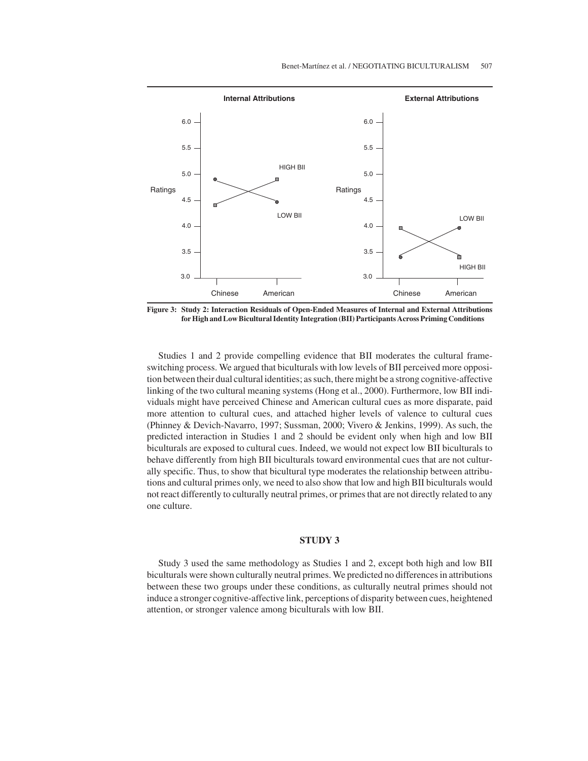**Figure 3: Study 2: Interaction Residuals of Open-Ended Measures of Internal and External Attributions for High and Low Bicultural Identity Integration (BII) Participants Across Priming Conditions**

Studies 1 and 2 provide compelling evidence that BII moderates the cultural frame-switching process. We argued that biculturals with low levels of BII perceived more opposition between their dual cultural identities; as such, there might be a strong cognitive-affective linking of the two cultural meaning systems (Hong et al., 2000). Furthermore, low BII individuals might have perceived Chinese and American cultural cues as more disparate, paid more attention to cultural cues, and attached higher levels of valence to cultural cues (Phinney & Devich-Navarro, 1997; Sussman, 2000; Vivero & Jenkins, 1999). As such, the predicted interaction in Studies 1 and 2 should be evident only when high and low BII biculturals are exposed to cultural cues. Indeed, we would not expect low BII biculturals to behave differently from high BII biculturals toward environmental cues that are not culturally specific. Thus, to show that bicultural type moderates the relationship between attributions and cultural primes only, we need to also show that low and high BII biculturals would not react differently to culturally neutral primes, or primes that are not directly related to any one culture.

## STUDY 3

Study 3 used the same methodology as Studies 1 and 2, except both high and low BII biculturals were shown culturally neutral primes. We predicted no differences in attributions between these two groups under these conditions, as culturally neutral primes should not induce a stronger cognitive-affective link, perceptions of disparity between cues, heightened attention, or stronger valence among biculturals with low BII.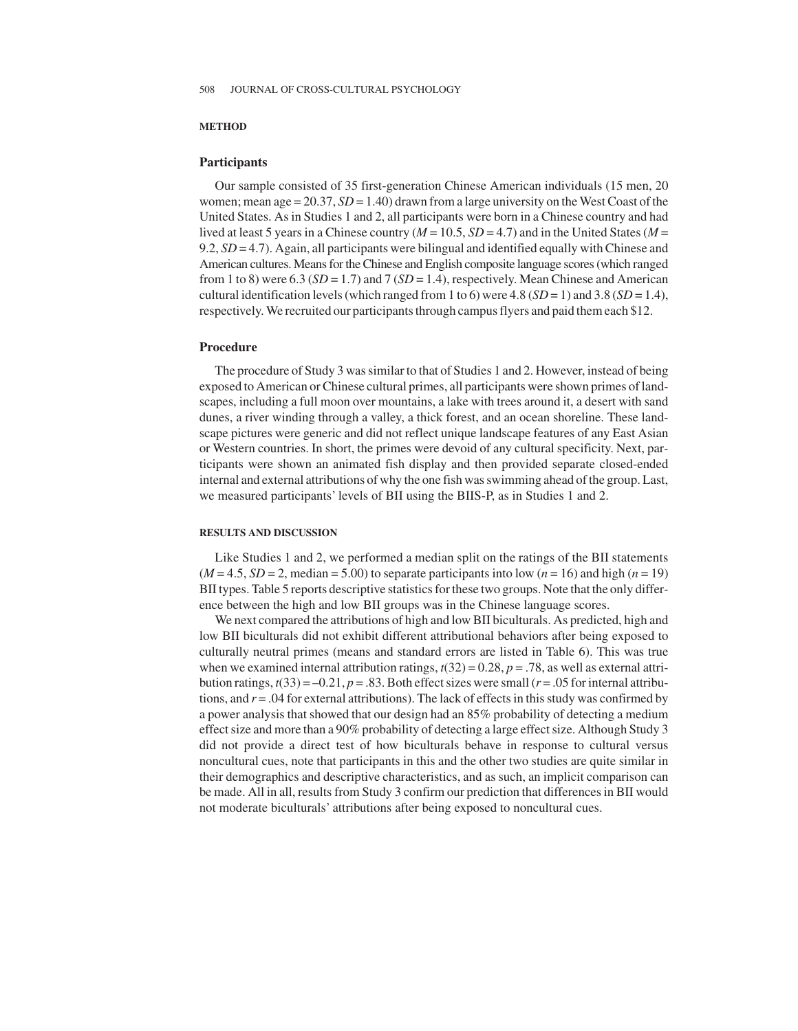## METHOD

### Participants

Our sample consisted of 35 first-generation Chinese American individuals (15 men, 20 women; mean age = 20.37, *SD* = 1.40) drawn from a large university on the West Coast of the United States. As in Studies 1 and 2, all participants were born in a Chinese country and had lived at least 5 years in a Chinese country (*M* = 10.5, *SD* = 4.7) and in the United States (*M* = 9.2, *SD* = 4.7). Again, all participants were bilingual and identified equally with Chinese and American cultures. Means for the Chinese and English composite language scores (which ranged from 1 to 8) were 6.3 (*SD* = 1.7) and 7 (*SD* = 1.4), respectively. Mean Chinese and American cultural identification levels (which ranged from 1 to 6) were 4.8 (*SD* = 1) and 3.8 (*SD* = 1.4), respectively. We recruited our participants through campus flyers and paid them each $12.

### Procedure

The procedure of Study 3 was similar to that of Studies 1 and 2. However, instead of being exposed to American or Chinese cultural primes, all participants were shown primes of landscapes, including a full moon over mountains, a lake with trees around it, a desert with sand dunes, a river winding through a valley, a thick forest, and an ocean shoreline. These landscape pictures were generic and did not reflect unique landscape features of any East Asian or Western countries. In short, the primes were devoid of any cultural specificity. Next, participants were shown an animated fish display and then provided separate closed-ended internal and external attributions of why the one fish was swimming ahead of the group. Last, we measured participants' levels of BII using the BIIS-P, as in Studies 1 and 2.

## RESULTS AND DISCUSSION

Like Studies 1 and 2, we performed a median split on the ratings of the BII statements (*M* = 4.5, *SD* = 2, median = 5.00) to separate participants into low (*n* = 16) and high (*n* = 19) BII types. Table 5 reports descriptive statistics for these two groups. Note that the only difference between the high and low BII groups was in the Chinese language scores.

We next compared the attributions of high and low BII biculturals. As predicted, high and low BII biculturals did not exhibit different attributional behaviors after being exposed to culturally neutral primes (means and standard errors are listed in Table 6). This was true when we examined internal attribution ratings, $t(32) = 0.28$, $p = .78$, as well as external attribution ratings, $t(33) = -0.21$, $p = .83$. Both effect sizes were small ($r = .05$ for internal attributions, and $r = .04$ for external attributions). The lack of effects in this study was confirmed by a power analysis that showed that our design had an 85% probability of detecting a medium effect size and more than a 90% probability of detecting a large effect size. Although Study 3 did not provide a direct test of how biculturals behave in response to cultural versus noncultural cues, note that participants in this and the other two studies are quite similar in their demographics and descriptive characteristics, and as such, an implicit comparison can be made. All in all, results from Study 3 confirm our prediction that differences in BII would not moderate biculturals' attributions after being exposed to noncultural cues.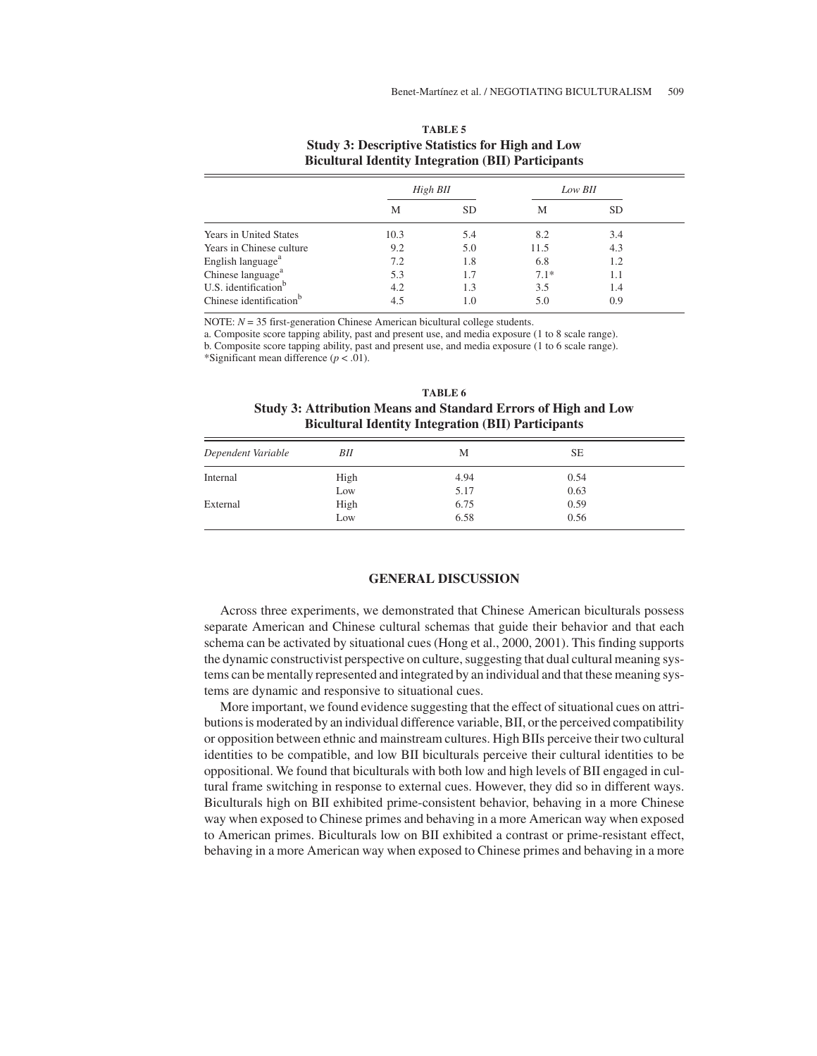**TABLE 5**
**Study 3: Descriptive Statistics for High and Low Bicultural Identity Integration (BII) Participants**

| | *High BII* | | *Low BII* | |
|---|---|---|---|---|
| | M | SD | M | SD |
| Years in United States | 10.3 | 5.4 | 8.2 | 3.4 |
| Years in Chinese culture | 9.2 | 5.0 | 11.5 | 4.3 |
| English language[a] | 7.2 | 1.8 | 6.8 | 1.2 |
| Chinese language[a] | 5.3 | 1.7 | 7.1* | 1.1 |
| U.S. identification[b] | 4.2 | 1.3 | 3.5 | 1.4 |
| Chinese identification[b] | 4.5 | 1.0 | 5.0 | 0.9 |

NOTE: $N = 35$ first-generation Chinese American bicultural college students.
a. Composite score tapping ability, past and present use, and media exposure (1 to 8 scale range).
b. Composite score tapping ability, past and present use, and media exposure (1 to 6 scale range).
*Significant mean difference ($p < .01$).

**TABLE 6**
**Study 3: Attribution Means and Standard Errors of High and Low Bicultural Identity Integration (BII) Participants**

| *Dependent Variable* | *BII* | M | SE |
|---|---|---|---|
| Internal | High | 4.94 | 0.54 |
| | Low | 5.17 | 0.63 |
| External | High | 6.75 | 0.59 |
| | Low | 6.58 | 0.56 |

## GENERAL DISCUSSION

Across three experiments, we demonstrated that Chinese American biculturals possess separate American and Chinese cultural schemas that guide their behavior and that each schema can be activated by situational cues (Hong et al., 2000, 2001). This finding supports the dynamic constructivist perspective on culture, suggesting that dual cultural meaning systems can be mentally represented and integrated by an individual and that these meaning systems are dynamic and responsive to situational cues.

More important, we found evidence suggesting that the effect of situational cues on attributions is moderated by an individual difference variable, BII, or the perceived compatibility or opposition between ethnic and mainstream cultures. High BIIs perceive their two cultural identities to be compatible, and low BII biculturals perceive their cultural identities to be oppositional. We found that biculturals with both low and high levels of BII engaged in cultural frame switching in response to external cues. However, they did so in different ways. Biculturals high on BII exhibited prime-consistent behavior, behaving in a more Chinese way when exposed to Chinese primes and behaving in a more American way when exposed to American primes. Biculturals low on BII exhibited a contrast or prime-resistant effect, behaving in a more American way when exposed to Chinese primes and behaving in a more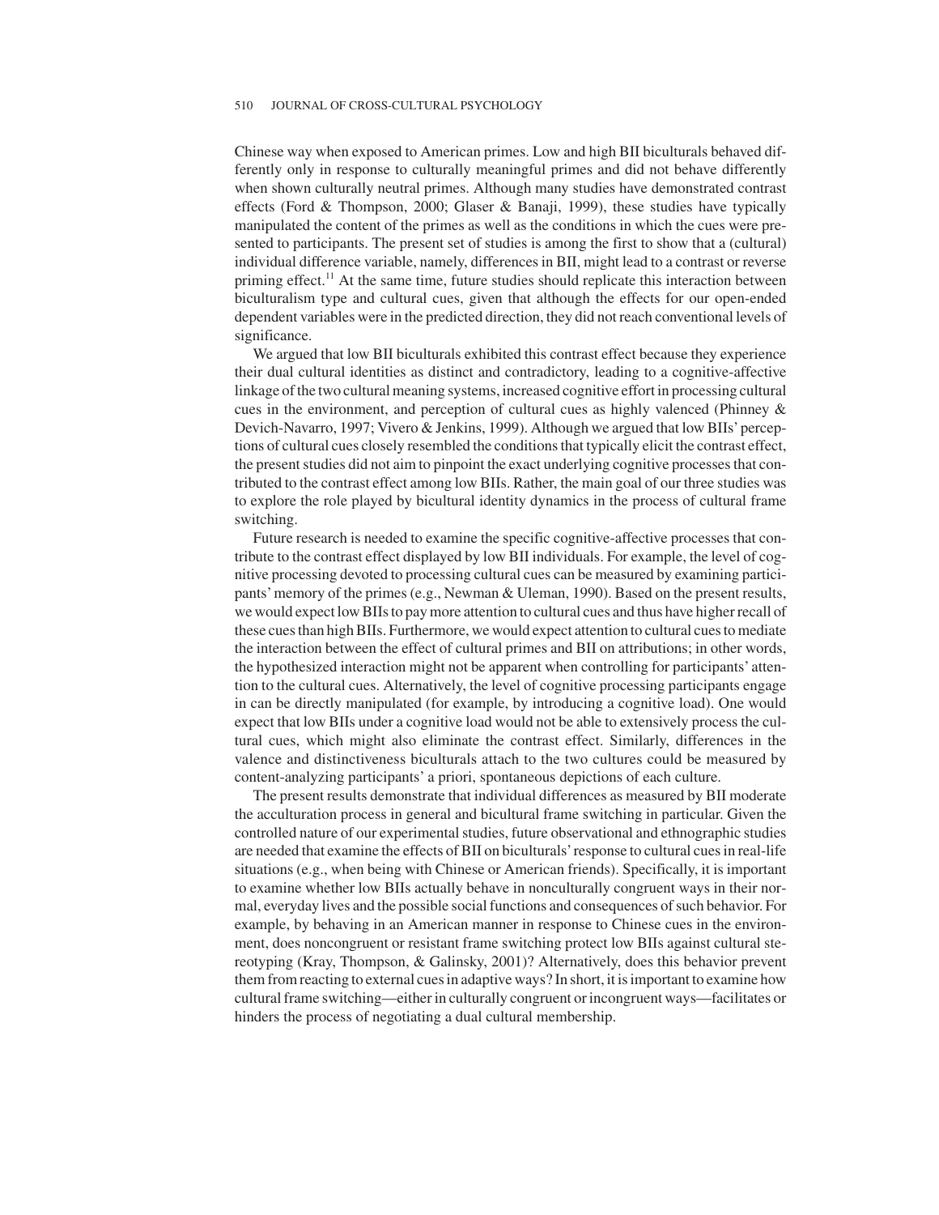Chinese way when exposed to American primes. Low and high BII biculturals behaved differently only in response to culturally meaningful primes and did not behave differently when shown culturally neutral primes. Although many studies have demonstrated contrast effects (Ford & Thompson, 2000; Glaser & Banaji, 1999), these studies have typically manipulated the content of the primes as well as the conditions in which the cues were presented to participants. The present set of studies is among the first to show that a (cultural) individual difference variable, namely, differences in BII, might lead to a contrast or reverse priming effect.[11] At the same time, future studies should replicate this interaction between biculturalism type and cultural cues, given that although the effects for our open-ended dependent variables were in the predicted direction, they did not reach conventional levels of significance.

We argued that low BII biculturals exhibited this contrast effect because they experience their dual cultural identities as distinct and contradictory, leading to a cognitive-affective linkage of the two cultural meaning systems, increased cognitive effort in processing cultural cues in the environment, and perception of cultural cues as highly valenced (Phinney & Devich-Navarro, 1997; Vivero & Jenkins, 1999). Although we argued that low BIIs' perceptions of cultural cues closely resembled the conditions that typically elicit the contrast effect, the present studies did not aim to pinpoint the exact underlying cognitive processes that contributed to the contrast effect among low BIIs. Rather, the main goal of our three studies was to explore the role played by bicultural identity dynamics in the process of cultural frame switching.

Future research is needed to examine the specific cognitive-affective processes that contribute to the contrast effect displayed by low BII individuals. For example, the level of cognitive processing devoted to processing cultural cues can be measured by examining participants' memory of the primes (e.g., Newman & Uleman, 1990). Based on the present results, we would expect low BIIs to pay more attention to cultural cues and thus have higher recall of these cues than high BIIs. Furthermore, we would expect attention to cultural cues to mediate the interaction between the effect of cultural primes and BII on attributions; in other words, the hypothesized interaction might not be apparent when controlling for participants' attention to the cultural cues. Alternatively, the level of cognitive processing participants engage in can be directly manipulated (for example, by introducing a cognitive load). One would expect that low BIIs under a cognitive load would not be able to extensively process the cultural cues, which might also eliminate the contrast effect. Similarly, differences in the valence and distinctiveness biculturals attach to the two cultures could be measured by content-analyzing participants' a priori, spontaneous depictions of each culture.

The present results demonstrate that individual differences as measured by BII moderate the acculturation process in general and bicultural frame switching in particular. Given the controlled nature of our experimental studies, future observational and ethnographic studies are needed that examine the effects of BII on biculturals' response to cultural cues in real-life situations (e.g., when being with Chinese or American friends). Specifically, it is important to examine whether low BIIs actually behave in nonculturally congruent ways in their normal, everyday lives and the possible social functions and consequences of such behavior. For example, by behaving in an American manner in response to Chinese cues in the environment, does noncongruent or resistant frame switching protect low BIIs against cultural stereotyping (Kray, Thompson, & Galinsky, 2001)? Alternatively, does this behavior prevent them from reacting to external cues in adaptive ways? In short, it is important to examine how cultural frame switching—either in culturally congruent or incongruent ways—facilitates or hinders the process of negotiating a dual cultural membership.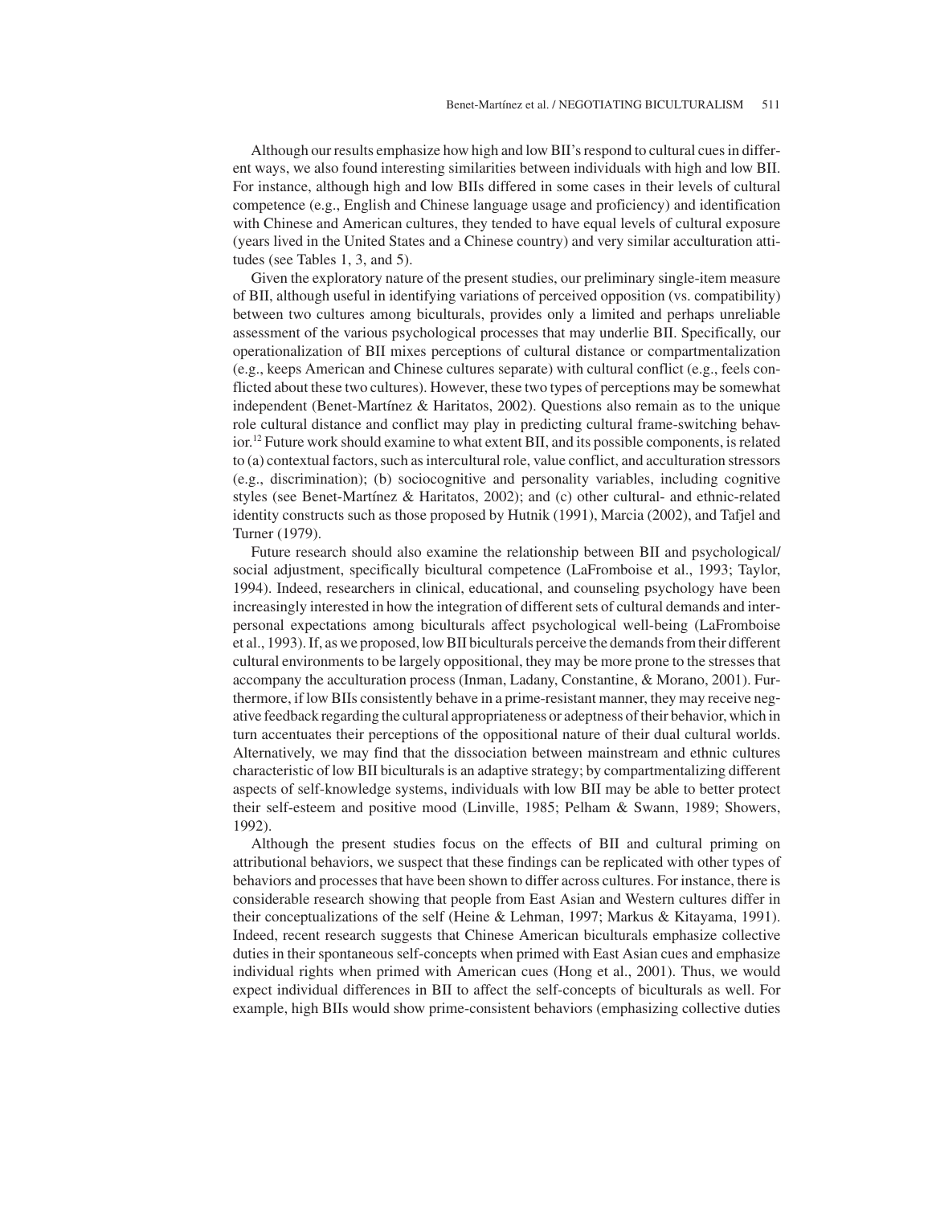Although our results emphasize how high and low BII's respond to cultural cues in different ways, we also found interesting similarities between individuals with high and low BII. For instance, although high and low BIIs differed in some cases in their levels of cultural competence (e.g., English and Chinese language usage and proficiency) and identification with Chinese and American cultures, they tended to have equal levels of cultural exposure (years lived in the United States and a Chinese country) and very similar acculturation attitudes (see Tables 1, 3, and 5).

Given the exploratory nature of the present studies, our preliminary single-item measure of BII, although useful in identifying variations of perceived opposition (vs. compatibility) between two cultures among biculturals, provides only a limited and perhaps unreliable assessment of the various psychological processes that may underlie BII. Specifically, our operationalization of BII mixes perceptions of cultural distance or compartmentalization (e.g., keeps American and Chinese cultures separate) with cultural conflict (e.g., feels conflicted about these two cultures). However, these two types of perceptions may be somewhat independent (Benet-Martínez & Haritatos, 2002). Questions also remain as to the unique role cultural distance and conflict may play in predicting cultural frame-switching behavior.[12] Future work should examine to what extent BII, and its possible components, is related to (a) contextual factors, such as intercultural role, value conflict, and acculturation stressors (e.g., discrimination); (b) sociocognitive and personality variables, including cognitive styles (see Benet-Martínez & Haritatos, 2002); and (c) other cultural- and ethnic-related identity constructs such as those proposed by Hutnik (1991), Marcia (2002), and Tafjel and Turner (1979).

Future research should also examine the relationship between BII and psychological/social adjustment, specifically bicultural competence (LaFromboise et al., 1993; Taylor, 1994). Indeed, researchers in clinical, educational, and counseling psychology have been increasingly interested in how the integration of different sets of cultural demands and interpersonal expectations among biculturals affect psychological well-being (LaFromboise et al., 1993). If, as we proposed, low BII biculturals perceive the demands from their different cultural environments to be largely oppositional, they may be more prone to the stresses that accompany the acculturation process (Inman, Ladany, Constantine, & Morano, 2001). Furthermore, if low BIIs consistently behave in a prime-resistant manner, they may receive negative feedback regarding the cultural appropriateness or adeptness of their behavior, which in turn accentuates their perceptions of the oppositional nature of their dual cultural worlds. Alternatively, we may find that the dissociation between mainstream and ethnic cultures characteristic of low BII biculturals is an adaptive strategy; by compartmentalizing different aspects of self-knowledge systems, individuals with low BII may be able to better protect their self-esteem and positive mood (Linville, 1985; Pelham & Swann, 1989; Showers, 1992).

Although the present studies focus on the effects of BII and cultural priming on attributional behaviors, we suspect that these findings can be replicated with other types of behaviors and processes that have been shown to differ across cultures. For instance, there is considerable research showing that people from East Asian and Western cultures differ in their conceptualizations of the self (Heine & Lehman, 1997; Markus & Kitayama, 1991). Indeed, recent research suggests that Chinese American biculturals emphasize collective duties in their spontaneous self-concepts when primed with East Asian cues and emphasize individual rights when primed with American cues (Hong et al., 2001). Thus, we would expect individual differences in BII to affect the self-concepts of biculturals as well. For example, high BIIs would show prime-consistent behaviors (emphasizing collective duties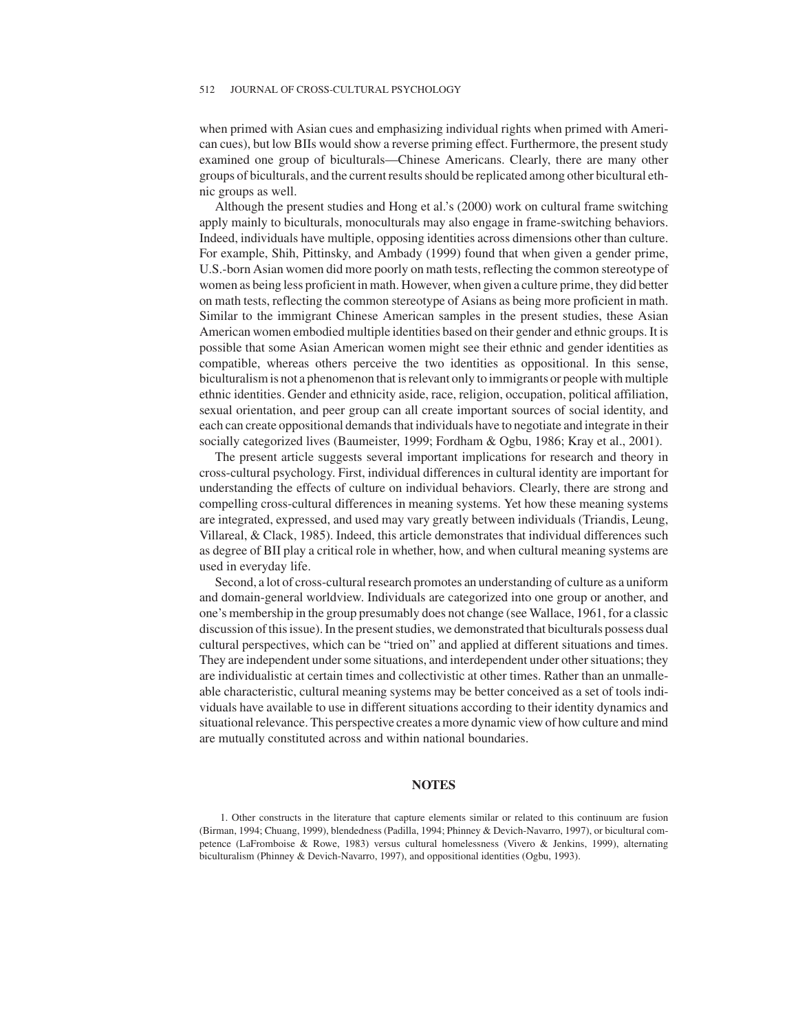when primed with Asian cues and emphasizing individual rights when primed with American cues), but low BIIs would show a reverse priming effect. Furthermore, the present study examined one group of biculturals—Chinese Americans. Clearly, there are many other groups of biculturals, and the current results should be replicated among other bicultural ethnic groups as well.

Although the present studies and Hong et al.'s (2000) work on cultural frame switching apply mainly to biculturals, monoculturals may also engage in frame-switching behaviors. Indeed, individuals have multiple, opposing identities across dimensions other than culture. For example, Shih, Pittinsky, and Ambady (1999) found that when given a gender prime, U.S.-born Asian women did more poorly on math tests, reflecting the common stereotype of women as being less proficient in math. However, when given a culture prime, they did better on math tests, reflecting the common stereotype of Asians as being more proficient in math. Similar to the immigrant Chinese American samples in the present studies, these Asian American women embodied multiple identities based on their gender and ethnic groups. It is possible that some Asian American women might see their ethnic and gender identities as compatible, whereas others perceive the two identities as oppositional. In this sense, biculturalism is not a phenomenon that is relevant only to immigrants or people with multiple ethnic identities. Gender and ethnicity aside, race, religion, occupation, political affiliation, sexual orientation, and peer group can all create important sources of social identity, and each can create oppositional demands that individuals have to negotiate and integrate in their socially categorized lives (Baumeister, 1999; Fordham & Ogbu, 1986; Kray et al., 2001).

The present article suggests several important implications for research and theory in cross-cultural psychology. First, individual differences in cultural identity are important for understanding the effects of culture on individual behaviors. Clearly, there are strong and compelling cross-cultural differences in meaning systems. Yet how these meaning systems are integrated, expressed, and used may vary greatly between individuals (Triandis, Leung, Villareal, & Clack, 1985). Indeed, this article demonstrates that individual differences such as degree of BII play a critical role in whether, how, and when cultural meaning systems are used in everyday life.

Second, a lot of cross-cultural research promotes an understanding of culture as a uniform and domain-general worldview. Individuals are categorized into one group or another, and one's membership in the group presumably does not change (see Wallace, 1961, for a classic discussion of this issue). In the present studies, we demonstrated that biculturals possess dual cultural perspectives, which can be "tried on" and applied at different situations and times. They are independent under some situations, and interdependent under other situations; they are individualistic at certain times and collectivistic at other times. Rather than an unmalleable characteristic, cultural meaning systems may be better conceived as a set of tools individuals have available to use in different situations according to their identity dynamics and situational relevance. This perspective creates a more dynamic view of how culture and mind are mutually constituted across and within national boundaries.

## NOTES

1. Other constructs in the literature that capture elements similar or related to this continuum are fusion (Birman, 1994; Chuang, 1999), blendedness (Padilla, 1994; Phinney & Devich-Navarro, 1997), or bicultural competence (LaFromboise & Rowe, 1983) versus cultural homelessness (Vivero & Jenkins, 1999), alternating biculturalism (Phinney & Devich-Navarro, 1997), and oppositional identities (Ogbu, 1993).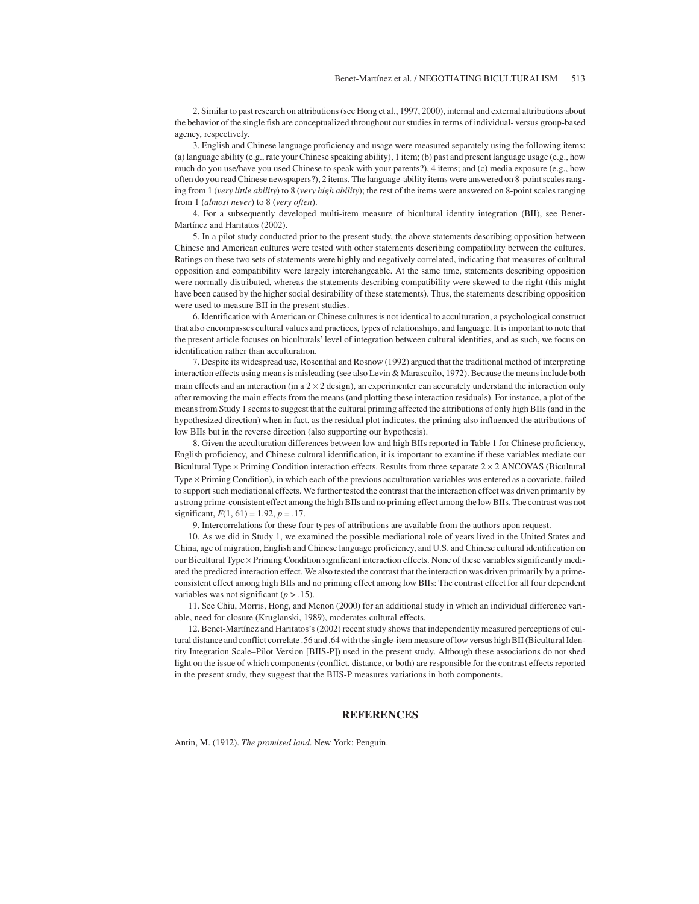2. Similar to past research on attributions (see Hong et al., 1997, 2000), internal and external attributions about the behavior of the single fish are conceptualized throughout our studies in terms of individual- versus group-based agency, respectively.

3. English and Chinese language proficiency and usage were measured separately using the following items: (a) language ability (e.g., rate your Chinese speaking ability), 1 item; (b) past and present language usage (e.g., how much do you use/have you used Chinese to speak with your parents?), 4 items; and (c) media exposure (e.g., how often do you read Chinese newspapers?), 2 items. The language-ability items were answered on 8-point scales ranging from 1 (*very little ability*) to 8 (*very high ability*); the rest of the items were answered on 8-point scales ranging from 1 (*almost never*) to 8 (*very often*).

4. For a subsequently developed multi-item measure of bicultural identity integration (BII), see Benet-Martínez and Haritatos (2002).

5. In a pilot study conducted prior to the present study, the above statements describing opposition between Chinese and American cultures were tested with other statements describing compatibility between the cultures. Ratings on these two sets of statements were highly and negatively correlated, indicating that measures of cultural opposition and compatibility were largely interchangeable. At the same time, statements describing opposition were normally distributed, whereas the statements describing compatibility were skewed to the right (this might have been caused by the higher social desirability of these statements). Thus, the statements describing opposition were used to measure BII in the present studies.

6. Identification with American or Chinese cultures is not identical to acculturation, a psychological construct that also encompasses cultural values and practices, types of relationships, and language. It is important to note that the present article focuses on biculturals' level of integration between cultural identities, and as such, we focus on identification rather than acculturation.

7. Despite its widespread use, Rosenthal and Rosnow (1992) argued that the traditional method of interpreting interaction effects using means is misleading (see also Levin & Marascuilo, 1972). Because the means include both main effects and an interaction (in a $2 \times 2$ design), an experimenter can accurately understand the interaction only after removing the main effects from the means (and plotting these interaction residuals). For instance, a plot of the means from Study 1 seems to suggest that the cultural priming affected the attributions of only high BIIs (and in the hypothesized direction) when in fact, as the residual plot indicates, the priming also influenced the attributions of low BIIs but in the reverse direction (also supporting our hypothesis).

8. Given the acculturation differences between low and high BIIs reported in Table 1 for Chinese proficiency, English proficiency, and Chinese cultural identification, it is important to examine if these variables mediate our Bicultural Type × Priming Condition interaction effects. Results from three separate $2 \times 2$ ANCOVAS (Bicultural Type × Priming Condition), in which each of the previous acculturation variables was entered as a covariate, failed to support such mediational effects. We further tested the contrast that the interaction effect was driven primarily by a strong prime-consistent effect among the high BIIs and no priming effect among the low BIIs. The contrast was not significant, $F(1, 61) = 1.92$, $p = .17$.

9. Intercorrelations for these four types of attributions are available from the authors upon request.

10. As we did in Study 1, we examined the possible mediational role of years lived in the United States and China, age of migration, English and Chinese language proficiency, and U.S. and Chinese cultural identification on our Bicultural Type × Priming Condition significant interaction effects. None of these variables significantly mediated the predicted interaction effect. We also tested the contrast that the interaction was driven primarily by a prime-consistent effect among high BIIs and no priming effect among low BIIs: The contrast effect for all four dependent variables was not significant ($p > .15$).

11. See Chiu, Morris, Hong, and Menon (2000) for an additional study in which an individual difference variable, need for closure (Kruglanski, 1989), moderates cultural effects.

12. Benet-Martínez and Haritatos's (2002) recent study shows that independently measured perceptions of cultural distance and conflict correlate .56 and .64 with the single-item measure of low versus high BII (Bicultural Identity Integration Scale–Pilot Version [BIIS-P]) used in the present study. Although these associations do not shed light on the issue of which components (conflict, distance, or both) are responsible for the contrast effects reported in the present study, they suggest that the BIIS-P measures variations in both components.

## REFERENCES

Antin, M. (1912). *The promised land*. New York: Penguin.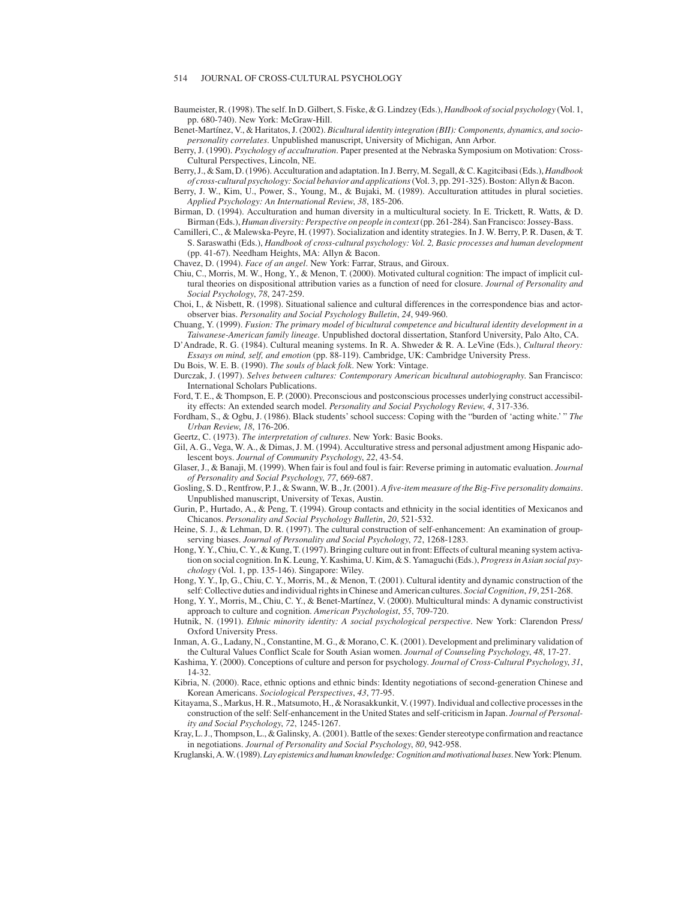Baumeister, R. (1998). The self. In D. Gilbert, S. Fiske, & G. Lindzey (Eds.), *Handbook of social psychology* (Vol. 1, pp. 680-740). New York: McGraw-Hill.

Benet-Martínez, V., & Haritatos, J. (2002). *Bicultural identity integration (BII): Components, dynamics, and sociopersonality correlates*. Unpublished manuscript, University of Michigan, Ann Arbor.

Berry, J. (1990). *Psychology of acculturation*. Paper presented at the Nebraska Symposium on Motivation: Cross-Cultural Perspectives, Lincoln, NE.

Berry, J., & Sam, D. (1996). Acculturation and adaptation. In J. Berry, M. Segall, & C. Kagitcibasi (Eds.), *Handbook of cross-cultural psychology: Social behavior and applications* (Vol. 3, pp. 291-325). Boston: Allyn & Bacon.

Berry, J. W., Kim, U., Power, S., Young, M., & Bujaki, M. (1989). Acculturation attitudes in plural societies. *Applied Psychology: An International Review*, *38*, 185-206.

Birman, D. (1994). Acculturation and human diversity in a multicultural society. In E. Trickett, R. Watts, & D. Birman (Eds.), *Human diversity: Perspective on people in context* (pp. 261-284). San Francisco: Jossey-Bass.

Camilleri, C., & Malewska-Peyre, H. (1997). Socialization and identity strategies. In J. W. Berry, P. R. Dasen, & T. S. Saraswathi (Eds.), *Handbook of cross-cultural psychology: Vol. 2, Basic processes and human development* (pp. 41-67). Needham Heights, MA: Allyn & Bacon.

Chavez, D. (1994). *Face of an angel*. New York: Farrar, Straus, and Giroux.

Chiu, C., Morris, M. W., Hong, Y., & Menon, T. (2000). Motivated cultural cognition: The impact of implicit cultural theories on dispositional attribution varies as a function of need for closure. *Journal of Personality and Social Psychology*, *78*, 247-259.

Choi, I., & Nisbett, R. (1998). Situational salience and cultural differences in the correspondence bias and actor-observer bias. *Personality and Social Psychology Bulletin*, *24*, 949-960.

Chuang, Y. (1999). *Fusion: The primary model of bicultural competence and bicultural identity development in a Taiwanese-American family lineage*. Unpublished doctoral dissertation, Stanford University, Palo Alto, CA.

D'Andrade, R. G. (1984). Cultural meaning systems. In R. A. Shweder & R. A. LeVine (Eds.), *Cultural theory: Essays on mind, self, and emotion* (pp. 88-119). Cambridge, UK: Cambridge University Press.

Du Bois, W. E. B. (1990). *The souls of black folk*. New York: Vintage.

Durczak, J. (1997). *Selves between cultures: Contemporary American bicultural autobiography*. San Francisco: International Scholars Publications.

Ford, T. E., & Thompson, E. P. (2000). Preconscious and postconscious processes underlying construct accessibility effects: An extended search model. *Personality and Social Psychology Review*, *4*, 317-336.

Fordham, S., & Ogbu, J. (1986). Black students' school success: Coping with the "burden of 'acting white.' " *The Urban Review*, *18*, 176-206.

Geertz, C. (1973). *The interpretation of cultures*. New York: Basic Books.

Gil, A. G., Vega, W. A., & Dimas, J. M. (1994). Acculturative stress and personal adjustment among Hispanic adolescent boys. *Journal of Community Psychology*, *22*, 43-54.

Glaser, J., & Banaji, M. (1999). When fair is foul and foul is fair: Reverse priming in automatic evaluation. *Journal of Personality and Social Psychology*, *77*, 669-687.

Gosling, S. D., Rentfrow, P. J., & Swann, W. B., Jr. (2001). *A five-item measure of the Big-Five personality domains*. Unpublished manuscript, University of Texas, Austin.

Gurin, P., Hurtado, A., & Peng, T. (1994). Group contacts and ethnicity in the social identities of Mexicanos and Chicanos. *Personality and Social Psychology Bulletin*, *20*, 521-532.

Heine, S. J., & Lehman, D. R. (1997). The cultural construction of self-enhancement: An examination of group-serving biases. *Journal of Personality and Social Psychology*, *72*, 1268-1283.

Hong, Y. Y., Chiu, C. Y., & Kung, T. (1997). Bringing culture out in front: Effects of cultural meaning system activation on social cognition. In K. Leung, Y. Kashima, U. Kim, & S. Yamaguchi (Eds.), *Progress in Asian social psychology* (Vol. 1, pp. 135-146). Singapore: Wiley.

Hong, Y. Y., Ip, G., Chiu, C. Y., Morris, M., & Menon, T. (2001). Cultural identity and dynamic construction of the self: Collective duties and individual rights in Chinese and American cultures. *Social Cognition*, *19*, 251-268.

Hong, Y. Y., Morris, M., Chiu, C. Y., & Benet-Martínez, V. (2000). Multicultural minds: A dynamic constructivist approach to culture and cognition. *American Psychologist*, *55*, 709-720.

Hutnik, N. (1991). *Ethnic minority identity: A social psychological perspective*. New York: Clarendon Press/ Oxford University Press.

Inman, A. G., Ladany, N., Constantine, M. G., & Morano, C. K. (2001). Development and preliminary validation of the Cultural Values Conflict Scale for South Asian women. *Journal of Counseling Psychology*, *48*, 17-27.

Kashima, Y. (2000). Conceptions of culture and person for psychology. *Journal of Cross-Cultural Psychology*, *31*, 14-32.

Kibria, N. (2000). Race, ethnic options and ethnic binds: Identity negotiations of second-generation Chinese and Korean Americans. *Sociological Perspectives*, *43*, 77-95.

Kitayama, S., Markus, H. R., Matsumoto, H., & Norasakkunkit, V. (1997). Individual and collective processes in the construction of the self: Self-enhancement in the United States and self-criticism in Japan. *Journal of Personality and Social Psychology*, *72*, 1245-1267.

Kray, L. J., Thompson, L., & Galinsky, A. (2001). Battle of the sexes: Gender stereotype confirmation and reactance in negotiations. *Journal of Personality and Social Psychology*, *80*, 942-958.

Kruglanski, A. W. (1989). *Lay epistemics and human knowledge: Cognition and motivational bases*. New York: Plenum.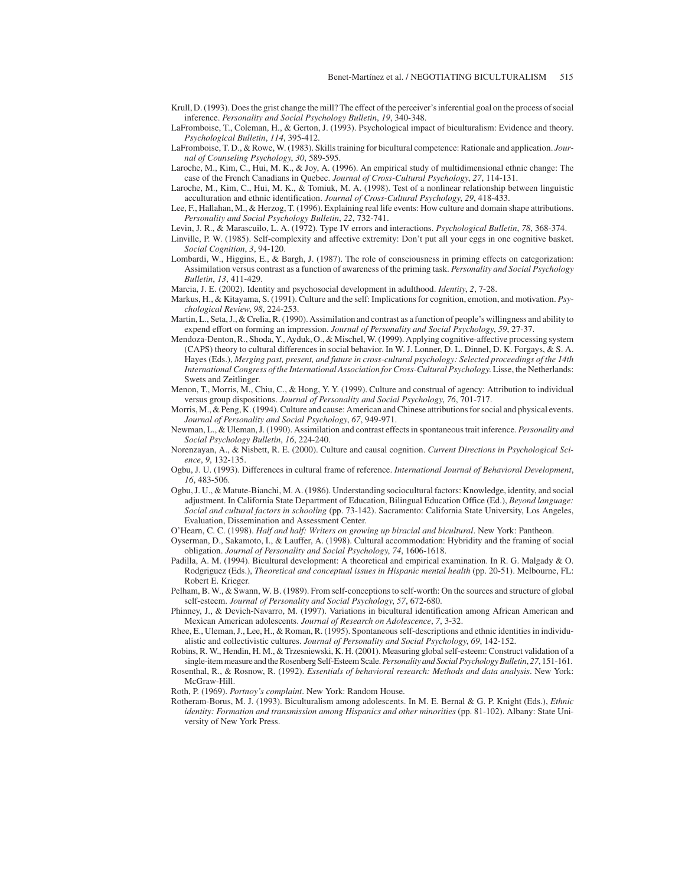Krull, D. (1993). Does the grist change the mill? The effect of the perceiver's inferential goal on the process of social inference. *Personality and Social Psychology Bulletin*, *19*, 340-348.

LaFromboise, T., Coleman, H., & Gerton, J. (1993). Psychological impact of biculturalism: Evidence and theory. *Psychological Bulletin*, *114*, 395-412.

LaFromboise, T. D., & Rowe, W. (1983). Skills training for bicultural competence: Rationale and application. *Journal of Counseling Psychology*, *30*, 589-595.

Laroche, M., Kim, C., Hui, M. K., & Joy, A. (1996). An empirical study of multidimensional ethnic change: The case of the French Canadians in Quebec. *Journal of Cross-Cultural Psychology*, *27*, 114-131.

Laroche, M., Kim, C., Hui, M. K., & Tomiuk, M. A. (1998). Test of a nonlinear relationship between linguistic acculturation and ethnic identification. *Journal of Cross-Cultural Psychology*, *29*, 418-433.

Lee, F., Hallahan, M., & Herzog, T. (1996). Explaining real life events: How culture and domain shape attributions. *Personality and Social Psychology Bulletin*, *22*, 732-741.

Levin, J. R., & Marascuilo, L. A. (1972). Type IV errors and interactions. *Psychological Bulletin*, *78*, 368-374.

Linville, P. W. (1985). Self-complexity and affective extremity: Don't put all your eggs in one cognitive basket. *Social Cognition*, *3*, 94-120.

Lombardi, W., Higgins, E., & Bargh, J. (1987). The role of consciousness in priming effects on categorization: Assimilation versus contrast as a function of awareness of the priming task. *Personality and Social Psychology Bulletin*, *13*, 411-429.

Marcia, J. E. (2002). Identity and psychosocial development in adulthood. *Identity*, *2*, 7-28.

Markus, H., & Kitayama, S. (1991). Culture and the self: Implications for cognition, emotion, and motivation. *Psychological Review*, *98*, 224-253.

Martin, L., Seta, J., & Crelia, R. (1990). Assimilation and contrast as a function of people's willingness and ability to expend effort on forming an impression. *Journal of Personality and Social Psychology*, *59*, 27-37.

Mendoza-Denton, R., Shoda, Y., Ayduk, O., & Mischel, W. (1999). Applying cognitive-affective processing system (CAPS) theory to cultural differences in social behavior. In W. J. Lonner, D. L. Dinnel, D. K. Forgays, & S. A. Hayes (Eds.), *Merging past, present, and future in cross-cultural psychology: Selected proceedings of the 14th International Congress of the International Association for Cross-Cultural Psychology*. Lisse, the Netherlands: Swets and Zeitlinger.

Menon, T., Morris, M., Chiu, C., & Hong, Y. Y. (1999). Culture and construal of agency: Attribution to individual versus group dispositions. *Journal of Personality and Social Psychology*, *76*, 701-717.

Morris, M., & Peng, K. (1994). Culture and cause: American and Chinese attributions for social and physical events. *Journal of Personality and Social Psychology*, *67*, 949-971.

Newman, L., & Uleman, J. (1990). Assimilation and contrast effects in spontaneous trait inference. *Personality and Social Psychology Bulletin*, *16*, 224-240.

Norenzayan, A., & Nisbett, R. E. (2000). Culture and causal cognition. *Current Directions in Psychological Science*, *9*, 132-135.

Ogbu, J. U. (1993). Differences in cultural frame of reference. *International Journal of Behavioral Development*, *16*, 483-506.

Ogbu, J. U., & Matute-Bianchi, M. A. (1986). Understanding sociocultural factors: Knowledge, identity, and social adjustment. In California State Department of Education, Bilingual Education Office (Ed.), *Beyond language: Social and cultural factors in schooling* (pp. 73-142). Sacramento: California State University, Los Angeles, Evaluation, Dissemination and Assessment Center.

O'Hearn, C. C. (1998). *Half and half: Writers on growing up biracial and bicultural*. New York: Pantheon.

Oyserman, D., Sakamoto, I., & Lauffer, A. (1998). Cultural accommodation: Hybridity and the framing of social obligation. *Journal of Personality and Social Psychology*, *74*, 1606-1618.

Padilla, A. M. (1994). Bicultural development: A theoretical and empirical examination. In R. G. Malgady & O. Rodgriguez (Eds.), *Theoretical and conceptual issues in Hispanic mental health* (pp. 20-51). Melbourne, FL: Robert E. Krieger.

Pelham, B. W., & Swann, W. B. (1989). From self-conceptions to self-worth: On the sources and structure of global self-esteem. *Journal of Personality and Social Psychology*, *57*, 672-680.

Phinney, J., & Devich-Navarro, M. (1997). Variations in bicultural identification among African American and Mexican American adolescents. *Journal of Research on Adolescence*, *7*, 3-32.

Rhee, E., Uleman, J., Lee, H., & Roman, R. (1995). Spontaneous self-descriptions and ethnic identities in individualistic and collectivistic cultures. *Journal of Personality and Social Psychology*, *69*, 142-152.

Robins, R. W., Hendin, H. M., & Trzesniewski, K. H. (2001). Measuring global self-esteem: Construct validation of a single-item measure and the Rosenberg Self-Esteem Scale. *Personality and Social Psychology Bulletin*, *27*, 151-161.

Rosenthal, R., & Rosnow, R. (1992). *Essentials of behavioral research: Methods and data analysis*. New York: McGraw-Hill.

Roth, P. (1969). *Portnoy's complaint*. New York: Random House.

Rotheram-Borus, M. J. (1993). Biculturalism among adolescents. In M. E. Bernal & G. P. Knight (Eds.), *Ethnic identity: Formation and transmission among Hispanics and other minorities* (pp. 81-102). Albany: State University of New York Press.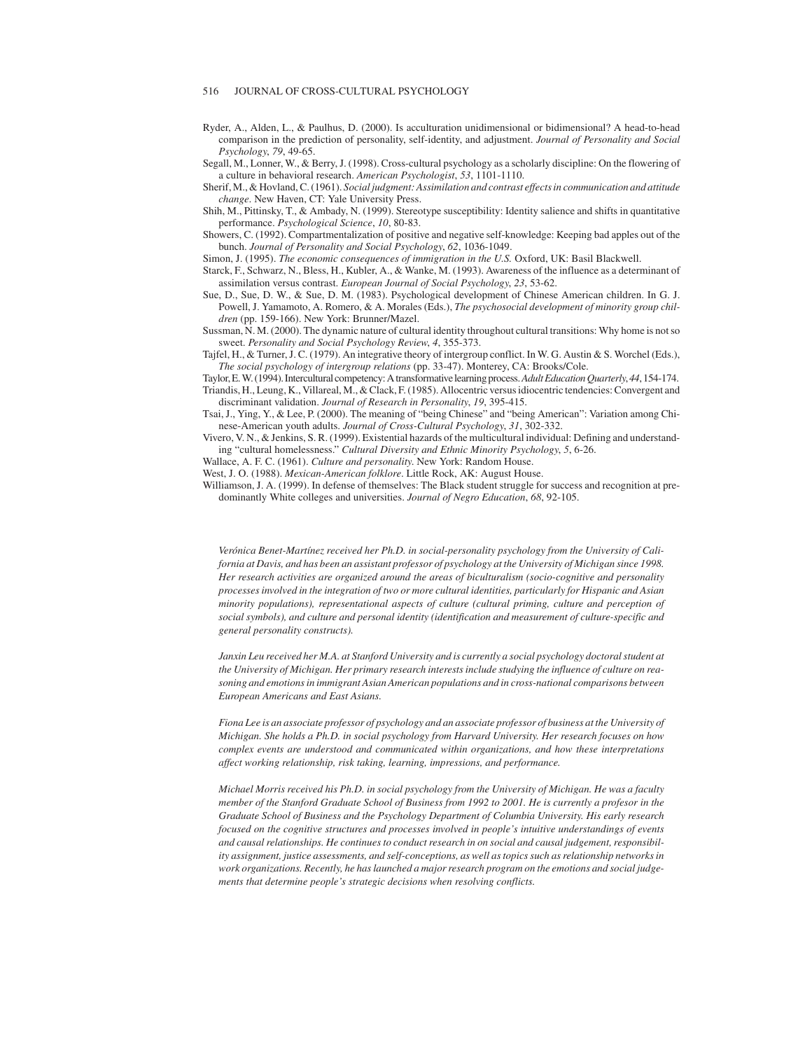Ryder, A., Alden, L., & Paulhus, D. (2000). Is acculturation unidimensional or bidimensional? A head-to-head comparison in the prediction of personality, self-identity, and adjustment. *Journal of Personality and Social Psychology*, *79*, 49-65.

Segall, M., Lonner, W., & Berry, J. (1998). Cross-cultural psychology as a scholarly discipline: On the flowering of a culture in behavioral research. *American Psychologist*, *53*, 1101-1110.

Sherif, M., & Hovland, C. (1961). *Social judgment: Assimilation and contrast effects in communication and attitude change*. New Haven, CT: Yale University Press.

Shih, M., Pittinsky, T., & Ambady, N. (1999). Stereotype susceptibility: Identity salience and shifts in quantitative performance. *Psychological Science*, *10*, 80-83.

Showers, C. (1992). Compartmentalization of positive and negative self-knowledge: Keeping bad apples out of the bunch. *Journal of Personality and Social Psychology*, *62*, 1036-1049.

Simon, J. (1995). *The economic consequences of immigration in the U.S.* Oxford, UK: Basil Blackwell.

Starck, F., Schwarz, N., Bless, H., Kubler, A., & Wanke, M. (1993). Awareness of the influence as a determinant of assimilation versus contrast. *European Journal of Social Psychology*, *23*, 53-62.

Sue, D., Sue, D. W., & Sue, D. M. (1983). Psychological development of Chinese American children. In G. J. Powell, J. Yamamoto, A. Romero, & A. Morales (Eds.), *The psychosocial development of minority group children* (pp. 159-166). New York: Brunner/Mazel.

Sussman, N. M. (2000). The dynamic nature of cultural identity throughout cultural transitions: Why home is not so sweet. *Personality and Social Psychology Review*, *4*, 355-373.

Tajfel, H., & Turner, J. C. (1979). An integrative theory of intergroup conflict. In W. G. Austin & S. Worchel (Eds.), *The social psychology of intergroup relations* (pp. 33-47). Monterey, CA: Brooks/Cole.

Taylor, E. W. (1994). Intercultural competency: A transformative learning process. *Adult Education Quarterly*, *44*, 154-174.

Triandis, H., Leung, K., Villareal, M., & Clack, F. (1985). Allocentric versus idiocentric tendencies: Convergent and discriminant validation. *Journal of Research in Personality*, *19*, 395-415.

Tsai, J., Ying, Y., & Lee, P. (2000). The meaning of "being Chinese" and "being American": Variation among Chinese-American youth adults. *Journal of Cross-Cultural Psychology*, *31*, 302-332.

Vivero, V. N., & Jenkins, S. R. (1999). Existential hazards of the multicultural individual: Defining and understanding "cultural homelessness." *Cultural Diversity and Ethnic Minority Psychology*, *5*, 6-26.

Wallace, A. F. C. (1961). *Culture and personality*. New York: Random House.

West, J. O. (1988). *Mexican-American folklore*. Little Rock, AK: August House.

Williamson, J. A. (1999). In defense of themselves: The Black student struggle for success and recognition at predominantly White colleges and universities. *Journal of Negro Education*, *68*, 92-105.

*Verónica Benet-Martínez received her Ph.D. in social-personality psychology from the University of California at Davis, and has been an assistant professor of psychology at the University of Michigan since 1998. Her research activities are organized around the areas of biculturalism (socio-cognitive and personality processes involved in the integration of two or more cultural identities, particularly for Hispanic and Asian minority populations), representational aspects of culture (cultural priming, culture and perception of social symbols), and culture and personal identity (identification and measurement of culture-specific and general personality constructs).*

*Janxin Leu received her M.A. at Stanford University and is currently a social psychology doctoral student at the University of Michigan. Her primary research interests include studying the influence of culture on reasoning and emotions in immigrant Asian American populations and in cross-national comparisons between European Americans and East Asians.*

*Fiona Lee is an associate professor of psychology and an associate professor of business at the University of Michigan. She holds a Ph.D. in social psychology from Harvard University. Her research focuses on how complex events are understood and communicated within organizations, and how these interpretations affect working relationship, risk taking, learning, impressions, and performance.*

*Michael Morris received his Ph.D. in social psychology from the University of Michigan. He was a faculty member of the Stanford Graduate School of Business from 1992 to 2001. He is currently a profesor in the Graduate School of Business and the Psychology Department of Columbia University. His early research focused on the cognitive structures and processes involved in people's intuitive understandings of events and causal relationships. He continues to conduct research in on social and causal judgement, responsibility assignment, justice assessments, and self-conceptions, as well as topics such as relationship networks in work organizations. Recently, he has launched a major research program on the emotions and social judgements that determine people's strategic decisions when resolving conflicts.*